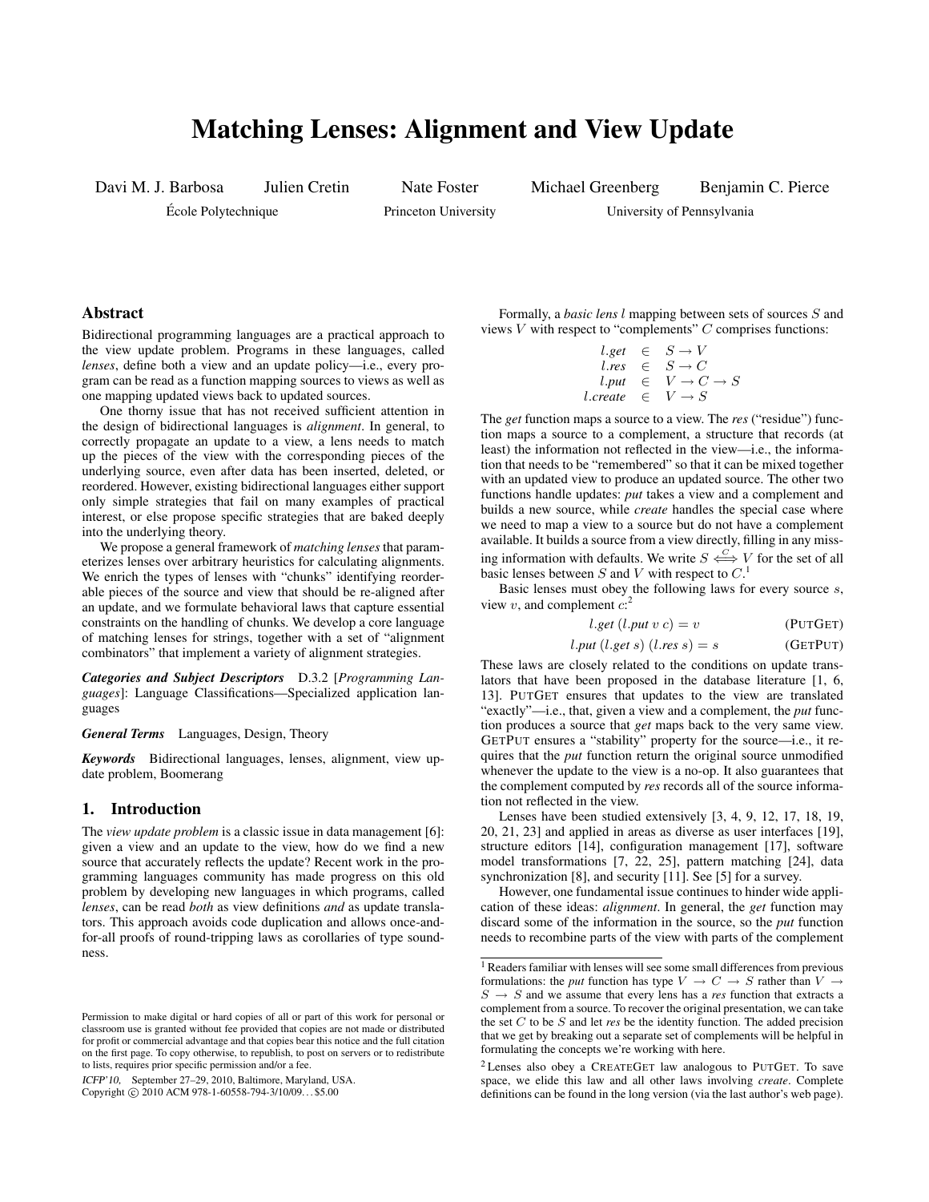# Matching Lenses: Alignment and View Update

Davi M. J. Barbosa  Julien Cretin  Nate Foster  Michael Greenberg  Benjamin C. Pierce

École Polytechnique  Princeton University  University of Pennsylvania

## Abstract

Bidirectional programming languages are a practical approach to the view update problem. Programs in these languages, called *lenses*, define both a view and an update policy—i.e., every program can be read as a function mapping sources to views as well as one mapping updated views back to updated sources.

One thorny issue that has not received sufficient attention in the design of bidirectional languages is *alignment*. In general, to correctly propagate an update to a view, a lens needs to match up the pieces of the view with the corresponding pieces of the underlying source, even after data has been inserted, deleted, or reordered. However, existing bidirectional languages either support only simple strategies that fail on many examples of practical interest, or else propose specific strategies that are baked deeply into the underlying theory.

We propose a general framework of *matching lenses* that parameterizes lenses over arbitrary heuristics for calculating alignments. We enrich the types of lenses with "chunks" identifying reorderable pieces of the source and view that should be re-aligned after an update, and we formulate behavioral laws that capture essential constraints on the handling of chunks. We develop a core language of matching lenses for strings, together with a set of "alignment combinators" that implement a variety of alignment strategies.

***Categories and Subject Descriptors*** D.3.2 [*Programming Languages*]: Language Classifications—Specialized application languages

***General Terms*** Languages, Design, Theory

***Keywords*** Bidirectional languages, lenses, alignment, view update problem, Boomerang

## 1. Introduction

The *view update problem* is a classic issue in data management [6]: given a view and an update to the view, how do we find a new source that accurately reflects the update? Recent work in the programming languages community has made progress on this old problem by developing new languages in which programs, called *lenses*, can be read *both* as view definitions *and* as update translators. This approach avoids code duplication and allows once-and-for-all proofs of round-tripping laws as corollaries of type soundness.

Permission to make digital or hard copies of all or part of this work for personal or classroom use is granted without fee provided that copies are not made or distributed for profit or commercial advantage and that copies bear this notice and the full citation on the first page. To copy otherwise, to republish, to post on servers or to redistribute to lists, requires prior specific permission and/or a fee.

ICFP'10, September 27–29, 2010, Baltimore, Maryland, USA.
Copyright © 2010 ACM 978-1-60558-794-3/10/09...$5.00

Formally, a *basic lens* $l$ mapping between sets of sources $S$ and views $V$ with respect to "complements" $C$ comprises functions:

$$
\begin{array}{rcl}
l.get & \in & S \to V \\
l.res & \in & S \to C \\
l.put & \in & V \to C \to S \\
l.create & \in & V \to S
\end{array}
$$

The *get* function maps a source to a view. The *res* ("residue") function maps a source to a complement, a structure that records (at least) the information not reflected in the view—i.e., the information that needs to be "remembered" so that it can be mixed together with an updated view to produce an updated source. The other two functions handle updates: *put* takes a view and a complement and builds a new source, while *create* handles the special case where we need to map a view to a source but do not have a complement available. It builds a source from a view directly, filling in any missing information with defaults. We write $S \overset{C}{\Longleftrightarrow} V$ for the set of all basic lenses between $S$ and $V$ with respect to $C$.[1]

Basic lenses must obey the following laws for every source $s$, view $v$, and complement $c$:[2]

$$l.get\ (l.put\ v\ c) = v \qquad \text{(PUTGET)}$$

$$l.put\ (l.get\ s)\ (l.res\ s) = s \qquad \text{(GETPUT)}$$

These laws are closely related to the conditions on update translators that have been proposed in the database literature [1, 6, 13]. PUTGET ensures that updates to the view are translated "exactly"—i.e., that, given a view and a complement, the *put* function produces a source that *get* maps back to the very same view. GETPUT ensures a "stability" property for the source—i.e., it requires that the *put* function return the original source unmodified whenever the update to the view is a no-op. It also guarantees that the complement computed by *res* records all of the source information not reflected in the view.

Lenses have been studied extensively [3, 4, 9, 12, 17, 18, 19, 20, 21, 23] and applied in areas as diverse as user interfaces [19], structure editors [14], configuration management [17], software model transformations [7, 22, 25], pattern matching [24], data synchronization [8], and security [11]. See [5] for a survey.

However, one fundamental issue continues to hinder wide application of these ideas: *alignment*. In general, the *get* function may discard some of the information in the source, so the *put* function needs to recombine parts of the view with parts of the complement

[1] Readers familiar with lenses will see some small differences from previous formulations: the *put* function has type $V \to C \to S$ rather than $V \to S \to S$ and we assume that every lens has a *res* function that extracts a complement from a source. To recover the original presentation, we can take the set $C$ to be $S$ and let *res* be the identity function. The added precision that we get by breaking out a separate set of complements will be helpful in formulating the concepts we're working with here.

[2] Lenses also obey a CREATEGET law analogous to PUTGET. To save space, we elide this law and all other laws involving *create*. Complete definitions can be found in the long version (via the last author's web page).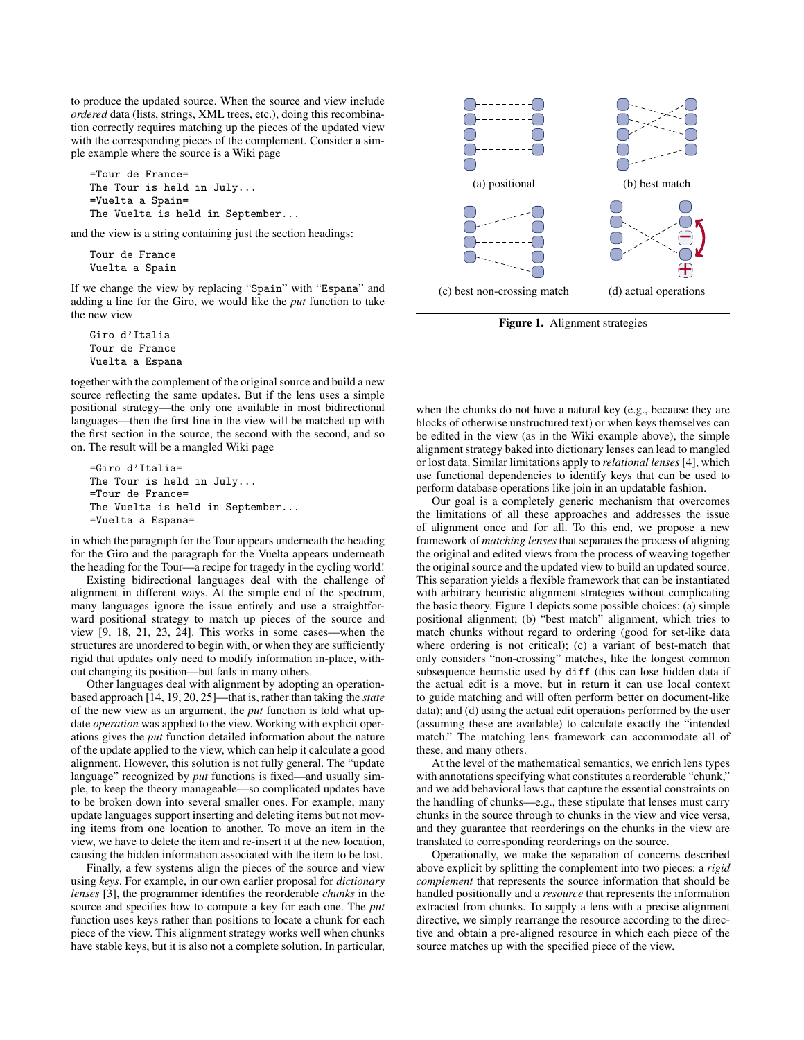to produce the updated source. When the source and view include *ordered* data (lists, strings, XML trees, etc.), doing this recombination correctly requires matching up the pieces of the updated view with the corresponding pieces of the complement. Consider a simple example where the source is a Wiki page

```
=Tour de France=
The Tour is held in July...
=Vuelta a Spain=
The Vuelta is held in September...
```

and the view is a string containing just the section headings:

```
Tour de France
Vuelta a Spain
```

If we change the view by replacing "Spain" with "Espana" and adding a line for the Giro, we would like the *put* function to take the new view

```
Giro d'Italia
Tour de France
Vuelta a Espana
```

together with the complement of the original source and build a new source reflecting the same updates. But if the lens uses a simple positional strategy—the only one available in most bidirectional languages—then the first line in the view will be matched up with the first section in the source, the second with the second, and so on. The result will be a mangled Wiki page

```
=Giro d'Italia=
The Tour is held in July...
=Tour de France=
The Vuelta is held in September...
=Vuelta a Espana=
```

in which the paragraph for the Tour appears underneath the heading for the Giro and the paragraph for the Vuelta appears underneath the heading for the Tour—a recipe for tragedy in the cycling world!

Existing bidirectional languages deal with the challenge of alignment in different ways. At the simple end of the spectrum, many languages ignore the issue entirely and use a straightforward positional strategy to match up pieces of the source and view [9, 18, 21, 23, 24]. This works in some cases—when the structures are unordered to begin with, or when they are sufficiently rigid that updates only need to modify information in-place, without changing its position—but fails in many others.

Other languages deal with alignment by adopting an operation-based approach [14, 19, 20, 25]—that is, rather than taking the *state* of the new view as an argument, the *put* function is told what update *operation* was applied to the view. Working with explicit operations gives the *put* function detailed information about the nature of the update applied to the view, which can help it calculate a good alignment. However, this solution is not fully general. The "update language" recognized by *put* functions is fixed—and usually simple, to keep the theory manageable—so complicated updates have to be broken down into several smaller ones. For example, many update languages support inserting and deleting items but not moving items from one location to another. To move an item in the view, we have to delete the item and re-insert it at the new location, causing the hidden information associated with the item to be lost.

Finally, a few systems align the pieces of the source and view using *keys*. For example, in our own earlier proposal for *dictionary lenses* [3], the programmer identifies the reorderable *chunks* in the source and specifies how to compute a key for each one. The *put* function uses keys rather than positions to locate a chunk for each piece of the view. This alignment strategy works well when chunks have stable keys, but it is also not a complete solution. In particular, when the chunks do not have a natural key (e.g., because they are blocks of otherwise unstructured text) or when keys themselves can be edited in the view (as in the Wiki example above), the simple alignment strategy baked into dictionary lenses can lead to mangled or lost data. Similar limitations apply to *relational lenses* [4], which use functional dependencies to identify keys that can be used to perform database operations like join in an updatable fashion.

(a) positional

(b) best match

(c) best non-crossing match

(d) actual operations

**Figure 1.** Alignment strategies

Our goal is a completely generic mechanism that overcomes the limitations of all these approaches and addresses the issue of alignment once and for all. To this end, we propose a new framework of *matching lenses* that separates the process of aligning the original and edited views from the process of weaving together the original source and the updated view to build an updated source. This separation yields a flexible framework that can be instantiated with arbitrary heuristic alignment strategies without complicating the basic theory. Figure 1 depicts some possible choices: (a) simple positional alignment; (b) "best match" alignment, which tries to match chunks without regard to ordering (good for set-like data where ordering is not critical); (c) a variant of best-match that only considers "non-crossing" matches, like the longest common subsequence heuristic used by `diff` (this can lose hidden data if the actual edit is a move, but in return it can use local context to guide matching and will often perform better on document-like data); and (d) using the actual edit operations performed by the user (assuming these are available) to calculate exactly the "intended match." The matching lens framework can accommodate all of these, and many others.

At the level of the mathematical semantics, we enrich lens types with annotations specifying what constitutes a reorderable "chunk," and we add behavioral laws that capture the essential constraints on the handling of chunks—e.g., these stipulate that lenses must carry chunks in the source through to chunks in the view and vice versa, and they guarantee that reorderings on the chunks in the view are translated to corresponding reorderings on the source.

Operationally, we make the separation of concerns described above explicit by splitting the complement into two pieces: a *rigid complement* that represents the source information that should be handled positionally and a *resource* that represents the information extracted from chunks. To supply a lens with a precise alignment directive, we simply rearrange the resource according to the directive and obtain a pre-aligned resource in which each piece of the source matches up with the specified piece of the view.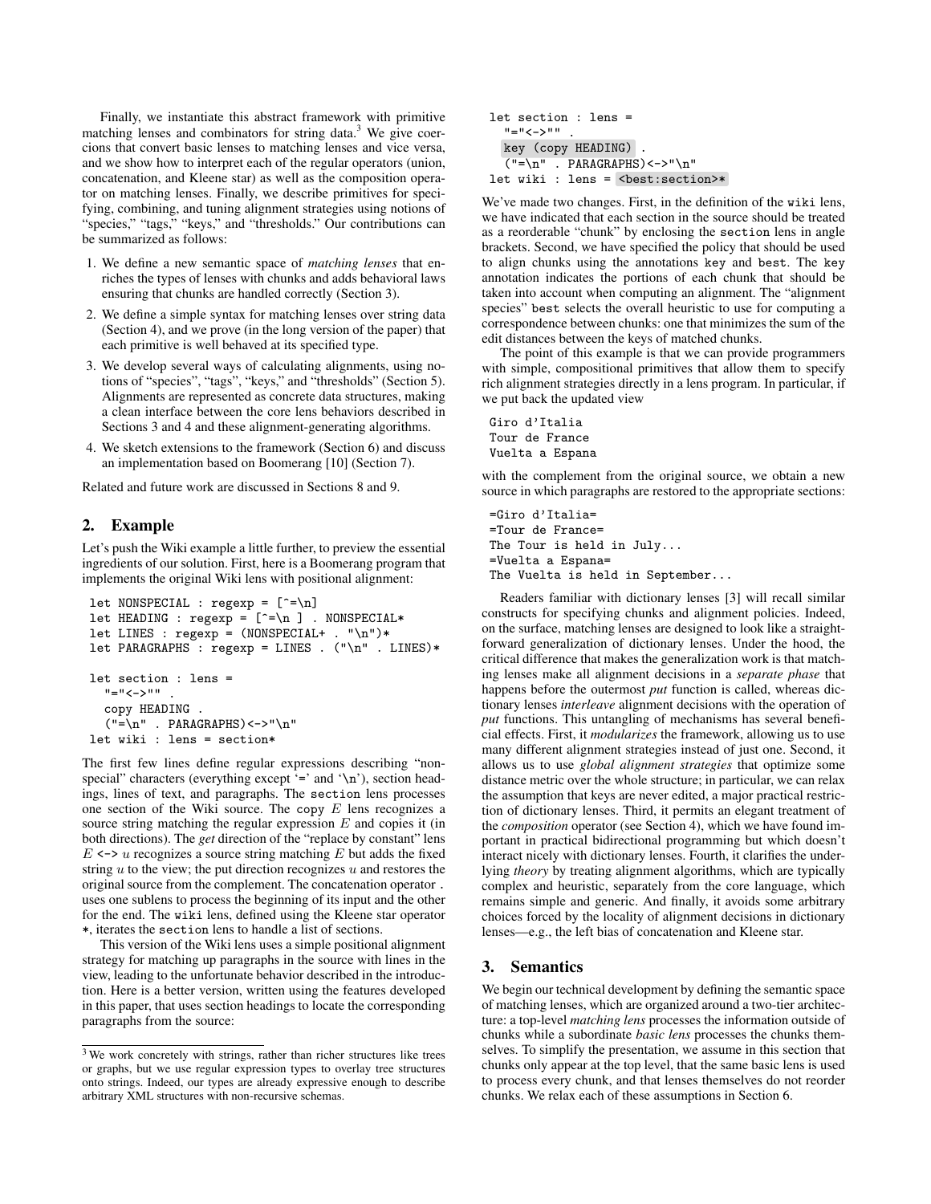Finally, we instantiate this abstract framework with primitive matching lenses and combinators for string data.[3] We give coercions that convert basic lenses to matching lenses and vice versa, and we show how to interpret each of the regular operators (union, concatenation, and Kleene star) as well as the composition operator on matching lenses. Finally, we describe primitives for specifying, combining, and tuning alignment strategies using notions of "species," "tags," "keys," and "thresholds." Our contributions can be summarized as follows:

1. We define a new semantic space of *matching lenses* that enriches the types of lenses with chunks and adds behavioral laws ensuring that chunks are handled correctly (Section 3).
2. We define a simple syntax for matching lenses over string data (Section 4), and we prove (in the long version of the paper) that each primitive is well behaved at its specified type.
3. We develop several ways of calculating alignments, using notions of "species", "tags", "keys", and "thresholds" (Section 5). Alignments are represented as concrete data structures, making a clean interface between the core lens behaviors described in Sections 3 and 4 and these alignment-generating algorithms.
4. We sketch extensions to the framework (Section 6) and discuss an implementation based on Boomerang [10] (Section 7).

Related and future work are discussed in Sections 8 and 9.

## 2. Example

Let's push the Wiki example a little further, to preview the essential ingredients of our solution. First, here is a Boomerang program that implements the original Wiki lens with positional alignment:

```
let NONSPECIAL : regexp = [^=\n]
let HEADING : regexp = [^=\n ] . NONSPECIAL*
let LINES : regexp = (NONSPECIAL+ . "\n")*
let PARAGRAPHS : regexp = LINES . ("\n" . LINES)*

let section : lens =
  "="<->"" .
  copy HEADING .
  ("=\n" . PARAGRAPHS)<->"\n"
let wiki : lens = section*
```

The first few lines define regular expressions describing "nonspecial" characters (everything except '=' and '\n'), section headings, lines of text, and paragraphs. The `section` lens processes one section of the Wiki source. The `copy` $E$ lens recognizes a source string matching the regular expression $E$ and copies it (in both directions). The *get* direction of the "replace by constant" lens $E$ `<->` $u$ recognizes a source string matching $E$ but adds the fixed string $u$ to the view; the put direction recognizes $u$ and restores the original source from the complement. The concatenation operator `.` uses one sublens to process the beginning of its input and the other for the end. The `wiki` lens, defined using the Kleene star operator `*`, iterates the `section` lens to handle a list of sections.

This version of the Wiki lens uses a simple positional alignment strategy for matching up paragraphs in the source with lines in the view, leading to the unfortunate behavior described in the introduction. Here is a better version, written using the features developed in this paper, that uses section headings to locate the corresponding paragraphs from the source:

```
let section : lens =
  "="<->"" .
  key (copy HEADING) .
  ("=\n" . PARAGRAPHS)<->"\n"
let wiki : lens = <best:section>*
```

We've made two changes. First, in the definition of the `wiki` lens, we have indicated that each section in the source should be treated as a reorderable "chunk" by enclosing the `section` lens in angle brackets. Second, we have specified the policy that should be used to align chunks using the annotations `key` and `best`. The `key` annotation indicates the portions of each chunk that should be taken into account when computing an alignment. The "alignment species" `best` selects the overall heuristic to use for computing a correspondence between chunks: one that minimizes the sum of the edit distances between the keys of matched chunks.

The point of this example is that we can provide programmers with simple, compositional primitives that allow them to specify rich alignment strategies directly in a lens program. In particular, if we put back the updated view

```
Giro d'Italia
Tour de France
Vuelta a Espana
```

with the complement from the original source, we obtain a new source in which paragraphs are restored to the appropriate sections:

```
=Giro d'Italia=
=Tour de France=
The Tour is held in July...
=Vuelta a Espana=
The Vuelta is held in September...
```

Readers familiar with dictionary lenses [3] will recall similar constructs for specifying chunks and alignment policies. Indeed, on the surface, matching lenses are designed to look like a straightforward generalization of dictionary lenses. Under the hood, the critical difference that makes the generalization work is that matching lenses make all alignment decisions in a *separate phase* that happens before the outermost *put* function is called, whereas dictionary lenses *interleave* alignment decisions with the operation of *put* functions. This untangling of mechanisms has several beneficial effects. First, it *modularizes* the framework, allowing us to use many different alignment strategies instead of just one. Second, it allows us to use *global alignment strategies* that optimize some distance metric over the whole structure; in particular, we can relax the assumption that keys are never edited, a major practical restriction of dictionary lenses. Third, it permits an elegant treatment of the *composition* operator (see Section 4), which we have found important in practical bidirectional programming but which doesn't interact nicely with dictionary lenses. Fourth, it clarifies the underlying *theory* by treating alignment algorithms, which are typically complex and heuristic, separately from the core language, which remains simple and generic. And finally, it avoids some arbitrary choices forced by the locality of alignment decisions in dictionary lenses—e.g., the left bias of concatenation and Kleene star.

## 3. Semantics

We begin our technical development by defining the semantic space of matching lenses, which are organized around a two-tier architecture: a top-level *matching lens* processes the information outside of chunks while a subordinate *basic lens* processes the chunks themselves. To simplify the presentation, we assume in this section that chunks only appear at the top level, that the same basic lens is used to process every chunk, and that lenses themselves do not reorder chunks. We relax each of these assumptions in Section 6.

[3] We work concretely with strings, rather than richer structures like trees or graphs, but we use regular expression types to overlay tree structures onto strings. Indeed, our types are already expressive enough to describe arbitrary XML structures with non-recursive schemas.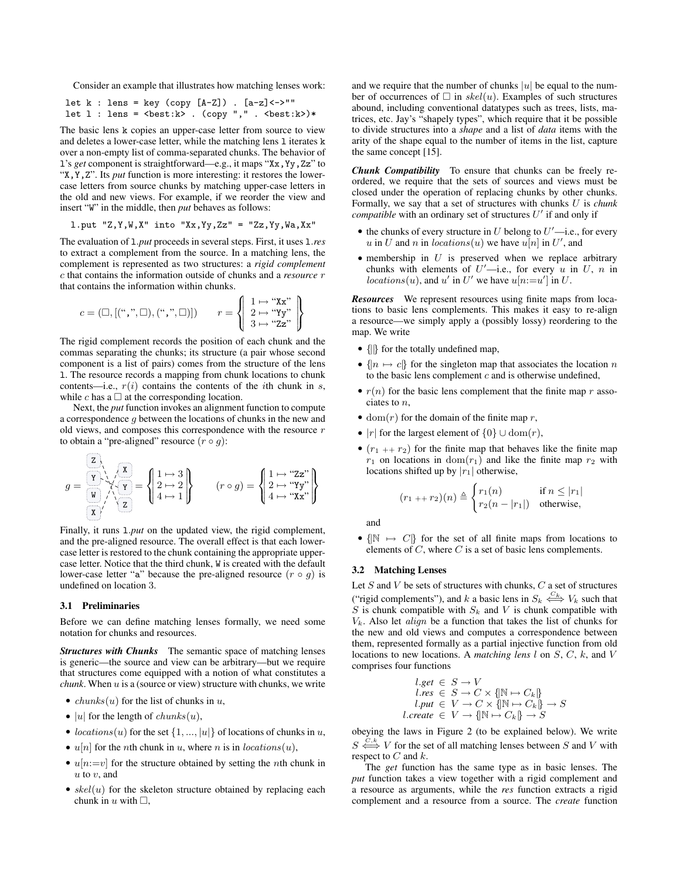Consider an example that illustrates how matching lenses work:

```
let k : lens = key (copy [A-Z]) . [a-z]<->""
let l : lens = <best:k> . (copy "," . <best:k>)*
```

The basic lens k copies an upper-case letter from source to view and deletes a lower-case letter, while the matching lens l iterates k over a non-empty list of comma-separated chunks. The behavior of l's *get* component is straightforward—e.g., it maps "Xx,Yy,Zz" to "X,Y,Z". Its *put* function is more interesting: it restores the lower-case letters from source chunks by matching upper-case letters in the old and new views. For example, if we reorder the view and insert "W" in the middle, then *put* behaves as follows:

```
l.put "Z,Y,W,X" into "Xx,Yy,Zz" = "Zz,Yy,Wa,Xx"
```

The evaluation of l.*put* proceeds in several steps. First, it uses l.*res* to extract a complement from the source. In a matching lens, the complement is represented as two structures: a *rigid complement* $c$ that contains the information outside of chunks and a *resource* $r$ that contains the information within chunks.

$$c = (\square, [(\text{``,''}, \square), (\text{``,''}, \square)]) \qquad r = \left\{\!\!\left| \begin{array}{l} 1 \mapsto \text{``Xx''} \\ 2 \mapsto \text{``Yy''} \\ 3 \mapsto \text{``Zz''} \end{array} \right|\!\!\right\}$$

The rigid complement records the position of each chunk and the commas separating the chunks; its structure (a pair whose second component is a list of pairs) comes from the structure of the lens l. The resource records a mapping from chunk locations to chunk contents—i.e., $r(i)$ contains the contents of the $i$th chunk in $s$, while $c$ has a $\square$ at the corresponding location.

Next, the *put* function invokes an alignment function to compute a correspondence $g$ between the locations of chunks in the new and old views, and composes this correspondence with the resource $r$ to obtain a "pre-aligned" resource $(r \circ g)$:

$$g = \left\{\!\!\left| \begin{array}{l} 1 \mapsto 3 \\ 2 \mapsto 2 \\ 4 \mapsto 1 \end{array} \right|\!\!\right\} \qquad (r \circ g) = \left\{\!\!\left| \begin{array}{l} 1 \mapsto \text{``Zz''} \\ 2 \mapsto \text{``Yy''} \\ 4 \mapsto \text{``Xx''} \end{array} \right|\!\!\right\}$$

Finally, it runs l.*put* on the updated view, the rigid complement, and the pre-aligned resource. The overall effect is that each lower-case letter is restored to the chunk containing the appropriate upper-case letter. Notice that the third chunk, W is created with the default lower-case letter "a" because the pre-aligned resource $(r \circ g)$ is undefined on location 3.

### 3.1 Preliminaries

Before we can define matching lenses formally, we need some notation for chunks and resources.

***Structures with Chunks*** The semantic space of matching lenses is generic—the source and view can be arbitrary—but we require that structures come equipped with a notion of what constitutes a *chunk*. When $u$ is a (source or view) structure with chunks, we write

- $\mathit{chunks}(u)$ for the list of chunks in $u$,
- $|u|$ for the length of $\mathit{chunks}(u)$,
- $\mathit{locations}(u)$ for the set $\{1, ..., |u|\}$ of locations of chunks in $u$,
- $u[n]$ for the $n$th chunk in $u$, where $n$ is in $\mathit{locations}(u)$,
- $u[n{:=}v]$ for the structure obtained by setting the $n$th chunk in $u$ to $v$, and
- $\mathit{skel}(u)$ for the skeleton structure obtained by replacing each chunk in $u$ with $\square$,

and we require that the number of chunks $|u|$ be equal to the number of occurrences of $\square$ in $\mathit{skel}(u)$. Examples of such structures abound, including conventional datatypes such as trees, lists, matrices, etc. Jay's "shapely types", which require that it be possible to divide structures into a *shape* and a list of *data* items with the arity of the shape equal to the number of items in the list, capture the same concept [15].

***Chunk Compatibility*** To ensure that chunks can be freely reordered, we require that the sets of sources and views must be closed under the operation of replacing chunks by other chunks. Formally, we say that a set of structures with chunks $U$ is *chunk compatible* with an ordinary set of structures $U'$ if and only if

- the chunks of every structure in $U$ belong to $U'$—i.e., for every $u$ in $U$ and $n$ in $\mathit{locations}(u)$ we have $u[n]$ in $U'$, and
- membership in $U$ is preserved when we replace arbitrary chunks with elements of $U'$—i.e., for every $u$ in $U$, $n$ in $\mathit{locations}(u)$, and $u'$ in $U'$ we have $u[n{:=}u']$ in $U$.

***Resources*** We represent resources using finite maps from locations to basic lens complements. This makes it easy to re-align a resource—we simply apply a (possibly lossy) reordering to the map. We write

- $\{\!|\,|\!\}$ for the totally undefined map,
- $\{\!|n \mapsto c|\!\}$ for the singleton map that associates the location $n$ to the basic lens complement $c$ and is otherwise undefined,
- $r(n)$ for the basic lens complement that the finite map $r$ associates to $n$,
- $\mathrm{dom}(r)$ for the domain of the finite map $r$,
- $|r|$ for the largest element of $\{0\} \cup \mathrm{dom}(r)$,
- $(r_1 \mathbin{++} r_2)$ for the finite map that behaves like the finite map $r_1$ on locations in $\mathrm{dom}(r_1)$ and like the finite map $r_2$ with locations shifted up by $|r_1|$ otherwise,

$$(r_1 \mathbin{++} r_2)(n) \triangleq \begin{cases} r_1(n) & \text{if } n \le |r_1| \\ r_2(n - |r_1|) & \text{otherwise,} \end{cases}$$

and

- $\{\!|\mathbb{N} \mapsto C|\!\}$ for the set of all finite maps from locations to elements of $C$, where $C$ is a set of basic lens complements.

### 3.2 Matching Lenses

Let $S$ and $V$ be sets of structures with chunks, $C$ a set of structures ("rigid complements"), and $k$ a basic lens in $S_k \overset{C_k}{\Longleftrightarrow} V_k$ such that $S$ is chunk compatible with $S_k$ and $V$ is chunk compatible with $V_k$. Also let *align* be a function that takes the list of chunks for the new and old views and computes a correspondence between them, represented formally as a partial injective function from old locations to new locations. A *matching lens* $l$ on $S$, $C$, $k$, and $V$ comprises four functions

$$\begin{array}{rcl} l.\mathit{get} & \in & S \to V \\ l.\mathit{res} & \in & S \to C \times \{\!|\mathbb{N} \mapsto C_k|\!\} \\ l.\mathit{put} & \in & V \to C \times \{\!|\mathbb{N} \mapsto C_k|\!\} \to S \\ l.\mathit{create} & \in & V \to \{\!|\mathbb{N} \mapsto C_k|\!\} \to S \end{array}$$

obeying the laws in Figure 2 (to be explained below). We write $S \overset{C,k}{\Longleftrightarrow} V$ for the set of all matching lenses between $S$ and $V$ with respect to $C$ and $k$.

The *get* function has the same type as in basic lenses. The *put* function takes a view together with a rigid complement and a resource as arguments, while the *res* function extracts a rigid complement and a resource from a source. The *create* function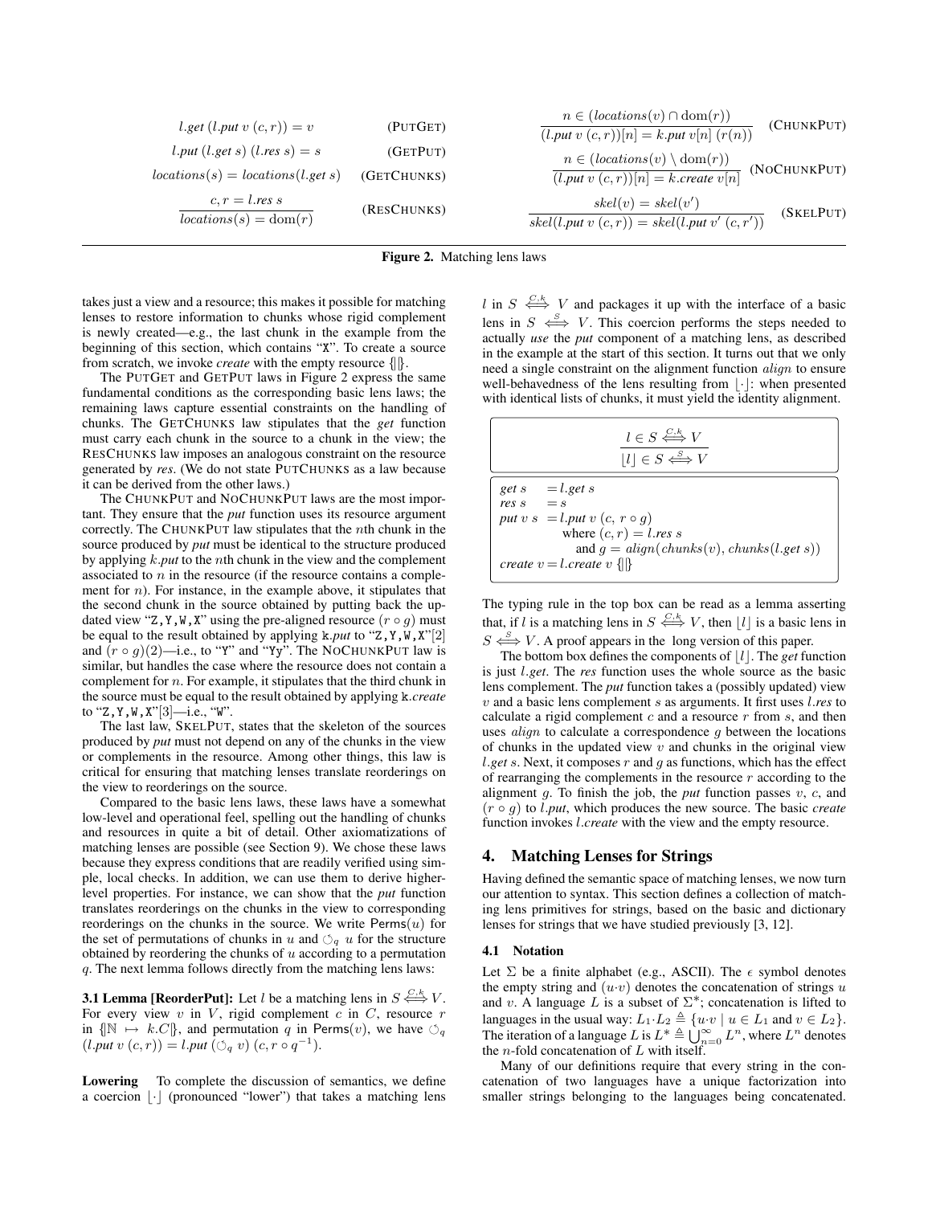$$l.get\ (l.put\ v\ (c, r)) = v \qquad \text{(PUTGET)}$$

$$l.put\ (l.get\ s)\ (l.res\ s) = s \qquad \text{(GETPUT)}$$

$$locations(s) = locations(l.get\ s) \qquad \text{(GETCHUNKS)}$$

$$\frac{c, r = l.res\ s}{locations(s) = \mathrm{dom}(r)} \qquad \text{(RESCHUNKS)}$$

$$\frac{n \in (locations(v) \cap \mathrm{dom}(r))}{(l.put\ v\ (c, r))[n] = k.put\ v[n]\ (r(n))} \qquad \text{(CHUNKPUT)}$$

$$\frac{n \in (locations(v) \setminus \mathrm{dom}(r))}{(l.put\ v\ (c, r))[n] = k.create\ v[n]} \qquad \text{(NOCHUNKPUT)}$$

$$\frac{skel(v) = skel(v')}{skel(l.put\ v\ (c, r)) = skel(l.put\ v'\ (c, r'))} \qquad \text{(SKELPUT)}$$

**Figure 2.** Matching lens laws

takes just a view and a resource; this makes it possible for matching lenses to restore information to chunks whose rigid complement is newly created—e.g., the last chunk in the example from the beginning of this section, which contains "X". To create a source from scratch, we invoke *create* with the empty resource $\{\|\}$.

The PUTGET and GETPUT laws in Figure 2 express the same fundamental conditions as the corresponding basic lens laws; the remaining laws capture essential constraints on the handling of chunks. The GETCHUNKS law stipulates that the *get* function must carry each chunk in the source to a chunk in the view; the RESCHUNKS law imposes an analogous constraint on the resource generated by *res*. (We do not state PUTCHUNKS as a law because it can be derived from the other laws.)

The CHUNKPUT and NOCHUNKPUT laws are the most important. They ensure that the *put* function uses its resource argument correctly. The CHUNKPUT law stipulates that the $n$th chunk in the source produced by *put* must be identical to the structure produced by applying $k$.*put* to the $n$th chunk in the view and the complement associated to $n$ in the resource (if the resource contains a complement for $n$). For instance, in the example above, it stipulates that the second chunk in the source obtained by putting back the updated view "Z,Y,W,X" using the pre-aligned resource $(r \circ g)$ must be equal to the result obtained by applying k.*put* to "Z,Y,W,X"[2] and $(r \circ g)(2)$—i.e., to "Y" and "Yy". The NOCHUNKPUT law is similar, but handles the case where the resource does not contain a complement for $n$. For example, it stipulates that the third chunk in the source must be equal to the result obtained by applying k.*create* to "Z,Y,W,X"[3]—i.e., "W".

The last law, SKELPUT, states that the skeleton of the sources produced by *put* must not depend on any of the chunks in the view or complements in the resource. Among other things, this law is critical for ensuring that matching lenses translate reorderings on the view to reorderings on the source.

Compared to the basic lens laws, these laws have a somewhat low-level and operational feel, spelling out the handling of chunks and resources in quite a bit of detail. Other axiomatizations of matching lenses are possible (see Section 9). We chose these laws because they express conditions that are readily verified using simple, local checks. In addition, we can use them to derive higher-level properties. For instance, we can show that the *put* function translates reorderings on the chunks in the view to corresponding reorderings on the chunks in the source. We write $\mathsf{Perms}(u)$ for the set of permutations of chunks in $u$ and $\circlearrowleft_q u$ for the structure obtained by reordering the chunks of $u$ according to a permutation $q$. The next lemma follows directly from the matching lens laws:

**3.1 Lemma [ReorderPut]:** Let $l$ be a matching lens in $S \overset{C,k}{\Longleftrightarrow} V$. For every view $v$ in $V$, rigid complement $c$ in $C$, resource $r$ in $\{\|\mathbb{N} \mapsto k.C\|\}$, and permutation $q$ in $\mathsf{Perms}(v)$, we have $\circlearrowleft_q (l.put\ v\ (c, r)) = l.put\ (\circlearrowleft_q v)\ (c, r \circ q^{-1})$.

**Lowering** To complete the discussion of semantics, we define a coercion $\lfloor\cdot\rfloor$ (pronounced "lower") that takes a matching lens $l$ in $S \overset{C,k}{\Longleftrightarrow} V$ and packages it up with the interface of a basic lens in $S \overset{S}{\Longleftrightarrow} V$. This coercion performs the steps needed to actually *use* the *put* component of a matching lens, as described in the example at the start of this section. It turns out that we only need a single constraint on the alignment function $align$ to ensure well-behavedness of the lens resulting from $\lfloor\cdot\rfloor$: when presented with identical lists of chunks, it must yield the identity alignment.

$$\frac{l \in S \overset{C,k}{\Longleftrightarrow} V}{\lfloor l \rfloor \in S \overset{S}{\Longleftrightarrow} V}$$

$$\begin{array}{lll}
get\ s & = & l.get\ s \\
res\ s & = & s \\
put\ v\ s & = & l.put\ v\ (c,\ r \circ g) \\
 & & \quad \text{where } (c, r) = l.res\ s \\
 & & \quad\quad \text{and } g = align(chunks(v), chunks(l.get\ s)) \\
create\ v & = & l.create\ v\ \{\|\}
\end{array}$$

The typing rule in the top box can be read as a lemma asserting that, if $l$ is a matching lens in $S \overset{C,k}{\Longleftrightarrow} V$, then $\lfloor l \rfloor$ is a basic lens in $S \overset{S}{\Longleftrightarrow} V$. A proof appears in the long version of this paper.

The bottom box defines the components of $\lfloor l \rfloor$. The *get* function is just $l$.*get*. The *res* function uses the whole source as the basic lens complement. The *put* function takes a (possibly updated) view $v$ and a basic lens complement $s$ as arguments. It first uses $l$.*res* to calculate a rigid complement $c$ and a resource $r$ from $s$, and then uses $align$ to calculate a correspondence $g$ between the locations of chunks in the updated view $v$ and chunks in the original view $l.get\ s$. Next, it composes $r$ and $g$ as functions, which has the effect of rearranging the complements in the resource $r$ according to the alignment $g$. To finish the job, the *put* function passes $v$, $c$, and $(r \circ g)$ to $l$.*put*, which produces the new source. The basic *create* function invokes $l$.*create* with the view and the empty resource.

## 4. Matching Lenses for Strings

Having defined the semantic space of matching lenses, we now turn our attention to syntax. This section defines a collection of matching lens primitives for strings, based on the basic and dictionary lenses for strings that we have studied previously [3, 12].

### 4.1 Notation

Let $\Sigma$ be a finite alphabet (e.g., ASCII). The $\epsilon$ symbol denotes the empty string and $(u \cdot v)$ denotes the concatenation of strings $u$ and $v$. A language $L$ is a subset of $\Sigma^*$; concatenation is lifted to languages in the usual way: $L_1 \cdot L_2 \triangleq \{u \cdot v \mid u \in L_1 \text{ and } v \in L_2\}$. The iteration of a language $L$ is $L^* \triangleq \bigcup_{n=0}^{\infty} L^n$, where $L^n$ denotes the $n$-fold concatenation of $L$ with itself.

Many of our definitions require that every string in the concatenation of two languages have a unique factorization into smaller strings belonging to the languages being concatenated.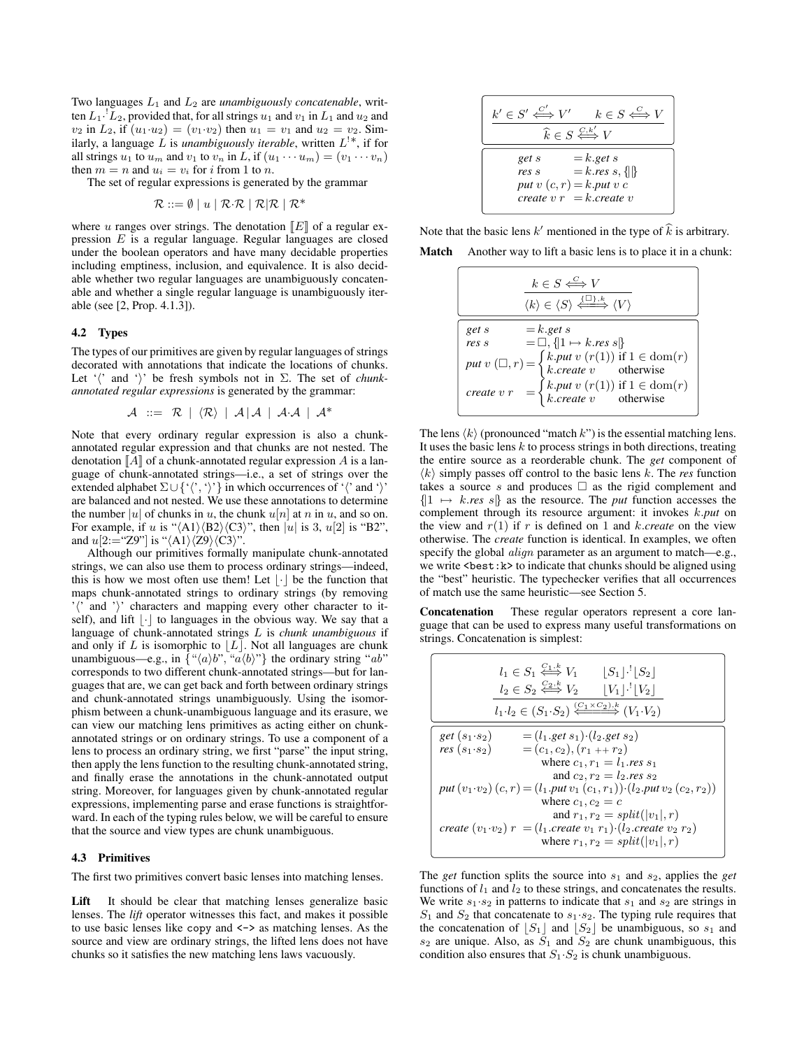Two languages $L_1$ and $L_2$ are *unambiguously concatenable*, written $L_1 \cdot^! L_2$, provided that, for all strings $u_1$ and $v_1$ in $L_1$ and $u_2$ and $v_2$ in $L_2$, if $(u_1 \cdot u_2) = (v_1 \cdot v_2)$ then $u_1 = v_1$ and $u_2 = v_2$. Similarly, a language $L$ is *unambiguously iterable*, written $L^{!*}$, if for all strings $u_1$ to $u_m$ and $v_1$ to $v_n$ in $L$, if $(u_1 \cdots u_m) = (v_1 \cdots v_n)$ then $m = n$ and $u_i = v_i$ for $i$ from 1 to $n$.

The set of regular expressions is generated by the grammar

$$\mathcal{R} ::= \emptyset \mid u \mid \mathcal{R}{\cdot}\mathcal{R} \mid \mathcal{R}|\mathcal{R} \mid \mathcal{R}^*$$

where $u$ ranges over strings. The denotation $[\![E]\!]$ of a regular expression $E$ is a regular language. Regular languages are closed under the boolean operators and have many decidable properties including emptiness, inclusion, and equivalence. It is also decidable whether two regular languages are unambiguously concatenable and whether a single regular language is unambiguously iterable (see [2, Prop. 4.1.3]).

### 4.2 Types

The types of our primitives are given by regular languages of strings decorated with annotations that indicate the locations of chunks. Let '$\langle$' and '$\rangle$' be fresh symbols not in $\Sigma$. The set of *chunk-annotated regular expressions* is generated by the grammar:

$$\mathcal{A} \ ::= \ \mathcal{R} \ | \ \langle\mathcal{R}\rangle \ | \ \mathcal{A}\,|\,\mathcal{A} \ | \ \mathcal{A}{\cdot}\mathcal{A} \ | \ \mathcal{A}^*$$

Note that every ordinary regular expression is also a chunk-annotated regular expression and that chunks are not nested. The denotation $[\![A]\!]$ of a chunk-annotated regular expression $A$ is a language of chunk-annotated strings—i.e., a set of strings over the extended alphabet $\Sigma \cup \{\text{'}\langle\text{'}, \text{'}\rangle\text{'}\}$ in which occurrences of '$\langle$' and '$\rangle$' are balanced and not nested. We use these annotations to determine the number $|u|$ of chunks in $u$, the chunk $u[n]$ at $n$ in $u$, and so on. For example, if $u$ is "$\langle$A1$\rangle\langle$B2$\rangle\langle$C3$\rangle$", then $|u|$ is 3, $u[2]$ is "B2", and $u[2{:=}\text{"Z9"}]$ is "$\langle$A1$\rangle\langle$Z9$\rangle\langle$C3$\rangle$".

Although our primitives formally manipulate chunk-annotated strings, we can also use them to process ordinary strings—indeed, this is how we most often use them! Let $\lfloor\cdot\rfloor$ be the function that maps chunk-annotated strings to ordinary strings (by removing '$\langle$' and '$\rangle$' characters and mapping every other character to itself), and lift $\lfloor\cdot\rfloor$ to languages in the obvious way. We say that a language of chunk-annotated strings $L$ is *chunk unambiguous* if and only if $L$ is isomorphic to $\lfloor L \rfloor$. Not all languages are chunk unambiguous—e.g., in $\{\text{"}\langle a\rangle b\text{"}, \text{"}a\langle b\rangle\text{"}\}$ the ordinary string "$ab$" corresponds to two different chunk-annotated strings—but for languages that are, we can get back and forth between ordinary strings and chunk-annotated strings unambiguously. Using the isomorphism between a chunk-unambiguous language and its erasure, we can view our matching lens primitives as acting either on chunk-annotated strings or on ordinary strings. To use a component of a lens to process an ordinary string, we first "parse" the input string, then apply the lens function to the resulting chunk-annotated string, and finally erase the annotations in the chunk-annotated output string. Moreover, for languages given by chunk-annotated regular expressions, implementing parse and erase functions is straightforward. In each of the typing rules below, we will be careful to ensure that the source and view types are chunk unambiguous.

### 4.3 Primitives

The first two primitives convert basic lenses into matching lenses.

**Lift** It should be clear that matching lenses generalize basic lenses. The *lift* operator witnesses this fact, and makes it possible to use basic lenses like `copy` and `<->` as matching lenses. As the source and view are ordinary strings, the lifted lens does not have chunks so it satisfies the new matching lens laws vacuously.

$$\frac{k' \in S' \stackrel{C'}{\Longleftrightarrow} V' \qquad k \in S \stackrel{C}{\Longleftrightarrow} V}{\widehat{k} \in S \stackrel{C,k'}{\Longleftrightarrow} V}$$

$$\begin{array}{ll}
\textit{get } s & = k.\textit{get } s \\
\textit{res } s & = k.\textit{res } s, \{\!|\,|\!\} \\
\textit{put } v\ (c, r) & = k.\textit{put } v\ c \\
\textit{create } v\ r & = k.\textit{create } v
\end{array}$$

Note that the basic lens $k'$ mentioned in the type of $\widehat{k}$ is arbitrary.

**Match** Another way to lift a basic lens is to place it in a chunk:

$$\frac{k \in S \stackrel{C}{\Longleftrightarrow} V}{\langle k\rangle \in \langle S\rangle \stackrel{\{\square\},k}{\Longleftrightarrow} \langle V\rangle}$$

$$\begin{array}{ll}
\textit{get } s & = k.\textit{get } s \\
\textit{res } s & = \square, \{\!|1 \mapsto k.\textit{res } s|\!\} \\
\textit{put } v\ (\square, r) & = \begin{cases} k.\textit{put } v\ (r(1)) & \text{if } 1 \in \mathrm{dom}(r) \\ k.\textit{create } v & \text{otherwise} \end{cases} \\
\textit{create } v\ r & = \begin{cases} k.\textit{put } v\ (r(1)) & \text{if } 1 \in \mathrm{dom}(r) \\ k.\textit{create } v & \text{otherwise} \end{cases}
\end{array}$$

The lens $\langle k\rangle$ (pronounced "match $k$") is the essential matching lens. It uses the basic lens $k$ to process strings in both directions, treating the entire source as a reorderable chunk. The *get* component of $\langle k\rangle$ simply passes off control to the basic lens $k$. The *res* function takes a source $s$ and produces $\square$ as the rigid complement and $\{\!|1 \mapsto k.\textit{res } s|\!\}$ as the resource. The *put* function accesses the complement through its resource argument: it invokes $k.\textit{put}$ on the view and $r(1)$ if $r$ is defined on 1 and $k.\textit{create}$ on the view otherwise. The *create* function is identical. In examples, we often specify the global *align* parameter as an argument to match—e.g., we write `<best:k>` to indicate that chunks should be aligned using the "best" heuristic. The typechecker verifies that all occurrences of match use the same heuristic—see Section 5.

**Concatenation** These regular operators represent a core language that can be used to express many useful transformations on strings. Concatenation is simplest:

$$\frac{\begin{array}{ll} l_1 \in S_1 \stackrel{C_1,k}{\Longleftrightarrow} V_1 & \lfloor S_1\rfloor \cdot^! \lfloor S_2\rfloor \\ l_2 \in S_2 \stackrel{C_2,k}{\Longleftrightarrow} V_2 & \lfloor V_1\rfloor \cdot^! \lfloor V_2\rfloor \end{array}}{l_1{\cdot}l_2 \in (S_1{\cdot}S_2) \stackrel{(C_1\times C_2),k}{\Longleftrightarrow} (V_1{\cdot}V_2)}$$

$$\begin{array}{ll}
\textit{get } (s_1{\cdot}s_2) & = (l_1.\textit{get } s_1){\cdot}(l_2.\textit{get } s_2) \\
\textit{res } (s_1{\cdot}s_2) & = (c_1, c_2), (r_1 +\!\!+\ r_2) \\
& \quad \text{where } c_1, r_1 = l_1.\textit{res } s_1 \\
& \quad \text{and } c_2, r_2 = l_2.\textit{res } s_2 \\
\textit{put } (v_1{\cdot}v_2)\ (c, r) & = (l_1.\textit{put } v_1\ (c_1, r_1)){\cdot}(l_2.\textit{put } v_2\ (c_2, r_2)) \\
& \quad \text{where } c_1, c_2 = c \\
& \quad \text{and } r_1, r_2 = \textit{split}(|v_1|, r) \\
\textit{create } (v_1{\cdot}v_2)\ r & = (l_1.\textit{create } v_1\ r_1){\cdot}(l_2.\textit{create } v_2\ r_2) \\
& \quad \text{where } r_1, r_2 = \textit{split}(|v_1|, r)
\end{array}$$

The *get* function splits the source into $s_1$ and $s_2$, applies the *get* functions of $l_1$ and $l_2$ to these strings, and concatenates the results. We write $s_1{\cdot}s_2$ in patterns to indicate that $s_1$ and $s_2$ are strings in $S_1$ and $S_2$ that concatenate to $s_1{\cdot}s_2$. The typing rule requires that the concatenation of $\lfloor S_1\rfloor$ and $\lfloor S_2\rfloor$ be unambiguous, so $s_1$ and $s_2$ are unique. Also, as $S_1$ and $S_2$ are chunk unambiguous, this condition also ensures that $S_1{\cdot}S_2$ is chunk unambiguous.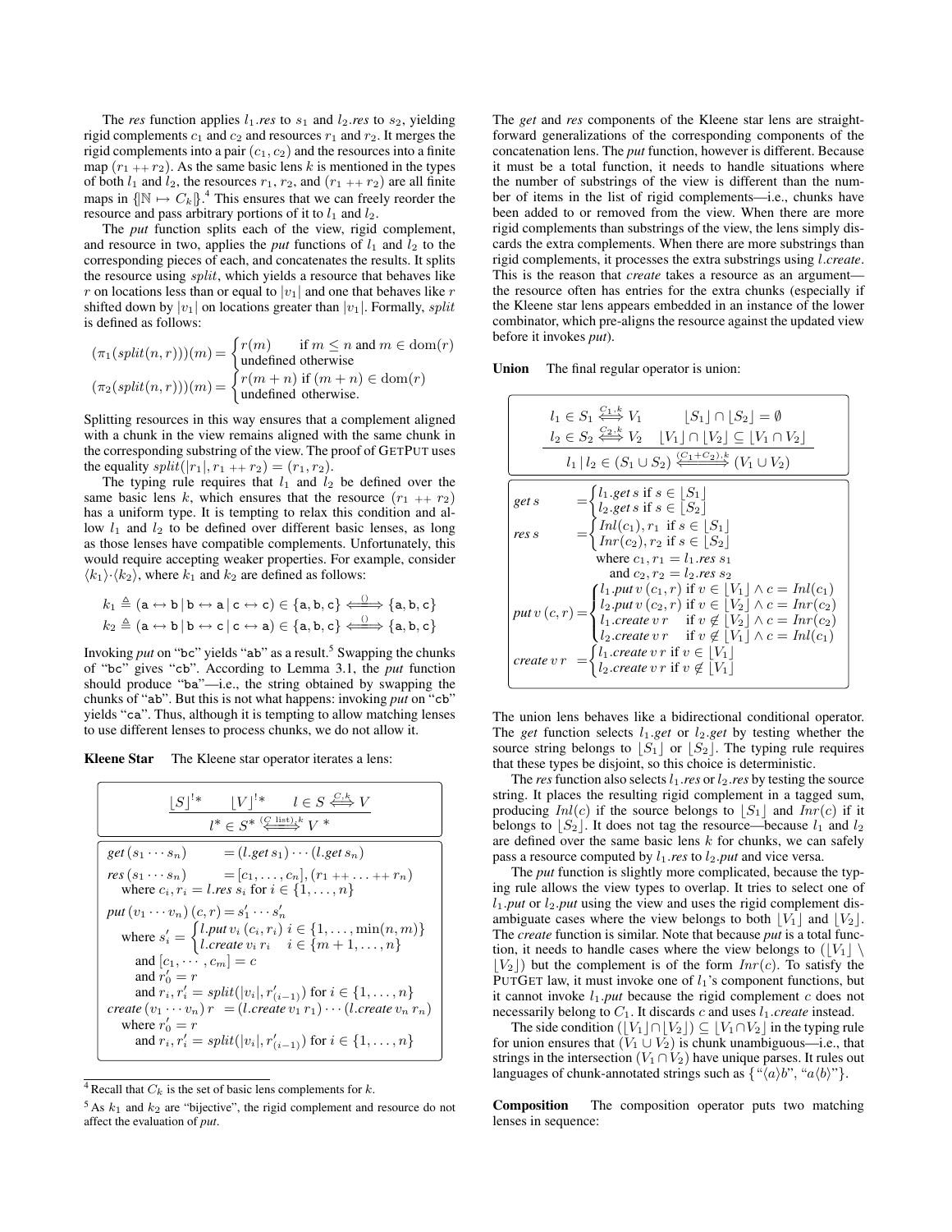The *res* function applies $l_1.res$ to $s_1$ and $l_2.res$ to $s_2$, yielding rigid complements $c_1$ and $c_2$ and resources $r_1$ and $r_2$. It merges the rigid complements into a pair $(c_1, c_2)$ and the resources into a finite map $(r_1 ++ r_2)$. As the same basic lens $k$ is mentioned in the types of both $l_1$ and $l_2$, the resources $r_1$, $r_2$, and $(r_1 ++ r_2)$ are all finite maps in $\{\|\mathbb{N} \mapsto C_k\|\}$.[4] This ensures that we can freely reorder the resource and pass arbitrary portions of it to $l_1$ and $l_2$.

The *put* function splits each of the view, rigid complement, and resource in two, applies the *put* functions of $l_1$ and $l_2$ to the corresponding pieces of each, and concatenates the results. It splits the resource using $split$, which yields a resource that behaves like $r$ on locations less than or equal to $|v_1|$ and one that behaves like $r$ shifted down by $|v_1|$ on locations greater than $|v_1|$. Formally, $split$ is defined as follows:

$$(\pi_1(split(n,r)))(m) = \begin{cases} r(m) & \text{if } m \leq n \text{ and } m \in \mathrm{dom}(r) \\ \text{undefined} & \text{otherwise} \end{cases}$$

$$(\pi_2(split(n,r)))(m) = \begin{cases} r(m+n) & \text{if } (m+n) \in \mathrm{dom}(r) \\ \text{undefined} & \text{otherwise.} \end{cases}$$

Splitting resources in this way ensures that a complement aligned with a chunk in the view remains aligned with the same chunk in the corresponding substring of the view. The proof of GETPUT uses the equality $split(|r_1|, r_1 ++ r_2) = (r_1, r_2)$.

The typing rule requires that $l_1$ and $l_2$ be defined over the same basic lens $k$, which ensures that the resource $(r_1 ++ r_2)$ has a uniform type. It is tempting to relax this condition and allow $l_1$ and $l_2$ to be defined over different basic lenses, as long as those lenses have compatible complements. Unfortunately, this would require accepting weaker properties. For example, consider $\langle k_1 \rangle \cdot \langle k_2 \rangle$, where $k_1$ and $k_2$ are defined as follows:

$$k_1 \triangleq (\mathtt{a} \leftrightarrow \mathtt{b} \,|\, \mathtt{b} \leftrightarrow \mathtt{a} \,|\, \mathtt{c} \leftrightarrow \mathtt{c}) \in \{\mathtt{a},\mathtt{b},\mathtt{c}\} \overset{()}{\Longleftrightarrow} \{\mathtt{a},\mathtt{b},\mathtt{c}\}$$

$$k_2 \triangleq (\mathtt{a} \leftrightarrow \mathtt{b} \,|\, \mathtt{b} \leftrightarrow \mathtt{c} \,|\, \mathtt{c} \leftrightarrow \mathtt{a}) \in \{\mathtt{a},\mathtt{b},\mathtt{c}\} \overset{()}{\Longleftrightarrow} \{\mathtt{a},\mathtt{b},\mathtt{c}\}$$

Invoking *put* on "bc" yields "ab" as a result.[5] Swapping the chunks of "bc" gives "cb". According to Lemma 3.1, the *put* function should produce "ba"—i.e., the string obtained by swapping the chunks of "ab". But this is not what happens: invoking *put* on "cb" yields "ca". Thus, although it is tempting to allow matching lenses to use different lenses to process chunks, we do not allow it.

**Kleene Star** The Kleene star operator iterates a lens:

$$\frac{\lfloor S \rfloor^{!*} \qquad \lfloor V \rfloor^{!*} \qquad l \in S \overset{C,k}{\Longleftrightarrow} V}{l^* \in S^* \overset{(C\ \mathrm{list}),k}{\Longleftrightarrow} V^*}$$

$get\,(s_1 \cdots s_n) = (l.get\,s_1) \cdots (l.get\,s_n)$

$res\,(s_1 \cdots s_n) = [c_1, \ldots, c_n], (r_1 ++ \ldots ++ r_n)$
  where $c_i, r_i = l.res\ s_i$ for $i \in \{1, \ldots, n\}$

$put\,(v_1 \cdots v_n)\,(c, r) = s'_1 \cdots s'_n$
  where $s'_i = \begin{cases} l.put\,v_i\,(c_i, r_i) & i \in \{1, \ldots, \min(n,m)\} \\ l.create\,v_i\,r_i & i \in \{m+1, \ldots, n\} \end{cases}$
  and $[c_1, \cdots, c_m] = c$
  and $r'_0 = r$
  and $r_i, r'_i = split(|v_i|, r'_{(i-1)})$ for $i \in \{1, \ldots, n\}$

$create\,(v_1 \cdots v_n)\,r = (l.create\,v_1\,r_1) \cdots (l.create\,v_n\,r_n)$
  where $r'_0 = r$
  and $r_i, r'_i = split(|v_i|, r'_{(i-1)})$ for $i \in \{1, \ldots, n\}$

The *get* and *res* components of the Kleene star lens are straightforward generalizations of the corresponding components of the concatenation lens. The *put* function, however is different. Because it must be a total function, it needs to handle situations where the number of substrings of the view is different than the number of items in the list of rigid complements—i.e., chunks have been added to or removed from the view. When there are more rigid complements than substrings of the view, the lens simply discards the extra complements. When there are more substrings than rigid complements, it processes the extra substrings using $l.create$. This is the reason that *create* takes a resource as an argument—the resource often has entries for the extra chunks (especially if the Kleene star lens appears embedded in an instance of the lower combinator, which pre-aligns the resource against the updated view before it invokes *put*).

**Union** The final regular operator is union:

$$\frac{\begin{array}{ll} l_1 \in S_1 \overset{C_1,k}{\Longleftrightarrow} V_1 & \lfloor S_1 \rfloor \cap \lfloor S_2 \rfloor = \emptyset \\ l_2 \in S_2 \overset{C_2,k}{\Longleftrightarrow} V_2 & \lfloor V_1 \rfloor \cap \lfloor V_2 \rfloor \subseteq \lfloor V_1 \cap V_2 \rfloor \end{array}}{l_1 \,|\, l_2 \in (S_1 \cup S_2) \overset{(C_1+C_2),k}{\Longleftrightarrow} (V_1 \cup V_2)}$$

$get\,s = \begin{cases} l_1.get\,s \text{ if } s \in \lfloor S_1 \rfloor \\ l_2.get\,s \text{ if } s \in \lfloor S_2 \rfloor \end{cases}$

$res\,s = \begin{cases} Inl(c_1), r_1 \text{ if } s \in \lfloor S_1 \rfloor \\ Inr(c_2), r_2 \text{ if } s \in \lfloor S_2 \rfloor \end{cases}$
  where $c_1, r_1 = l_1.res\ s_1$
  and $c_2, r_2 = l_2.res\ s_2$

$put\,v\,(c, r) = \begin{cases} l_1.put\,v\,(c_1, r) & \text{if } v \in \lfloor V_1 \rfloor \wedge c = Inl(c_1) \\ l_2.put\,v\,(c_2, r) & \text{if } v \in \lfloor V_2 \rfloor \wedge c = Inr(c_2) \\ l_1.create\,v\,r & \text{if } v \notin \lfloor V_2 \rfloor \wedge c = Inr(c_2) \\ l_2.create\,v\,r & \text{if } v \notin \lfloor V_1 \rfloor \wedge c = Inl(c_1) \end{cases}$

$create\,v\,r = \begin{cases} l_1.create\,v\,r \text{ if } v \in \lfloor V_1 \rfloor \\ l_2.create\,v\,r \text{ if } v \notin \lfloor V_1 \rfloor \end{cases}$

The union lens behaves like a bidirectional conditional operator. The *get* function selects $l_1.get$ or $l_2.get$ by testing whether the source string belongs to $\lfloor S_1 \rfloor$ or $\lfloor S_2 \rfloor$. The typing rule requires that these types be disjoint, so this choice is deterministic.

The *res* function also selects $l_1.res$ or $l_2.res$ by testing the source string. It places the resulting rigid complement in a tagged sum, producing $Inl(c)$ if the source belongs to $\lfloor S_1 \rfloor$ and $Inr(c)$ if it belongs to $\lfloor S_2 \rfloor$. It does not tag the resource—because $l_1$ and $l_2$ are defined over the same basic lens $k$ for chunks, we can safely pass a resource computed by $l_1.res$ to $l_2.put$ and vice versa.

The *put* function is slightly more complicated, because the typing rule allows the view types to overlap. It tries to select one of $l_1.put$ or $l_2.put$ using the view and uses the rigid complement disambiguate cases where the view belongs to both $\lfloor V_1 \rfloor$ and $\lfloor V_2 \rfloor$. The *create* function is similar. Note that because *put* is a total function, it needs to handle cases where the view belongs to $(\lfloor V_1 \rfloor \setminus \lfloor V_2 \rfloor)$ but the complement is of the form $Inr(c)$. To satisfy the PUTGET law, it must invoke one of $l_1$'s component functions, but it cannot invoke $l_1.put$ because the rigid complement $c$ does not necessarily belong to $C_1$. It discards $c$ and uses $l_1.create$ instead.

The side condition $(\lfloor V_1 \rfloor \cap \lfloor V_2 \rfloor) \subseteq \lfloor V_1 \cap V_2 \rfloor$ in the typing rule for union ensures that $(V_1 \cup V_2)$ is chunk unambiguous—i.e., that strings in the intersection $(V_1 \cap V_2)$ have unique parses. It rules out languages of chunk-annotated strings such as $\{\text{“}\langle a \rangle b\text{”}, \text{“}a\langle b \rangle\text{”}\}$.

**Composition** The composition operator puts two matching lenses in sequence:

---

[4] Recall that $C_k$ is the set of basic lens complements for $k$.

[5] As $k_1$ and $k_2$ are "bijective", the rigid complement and resource do not affect the evaluation of *put*.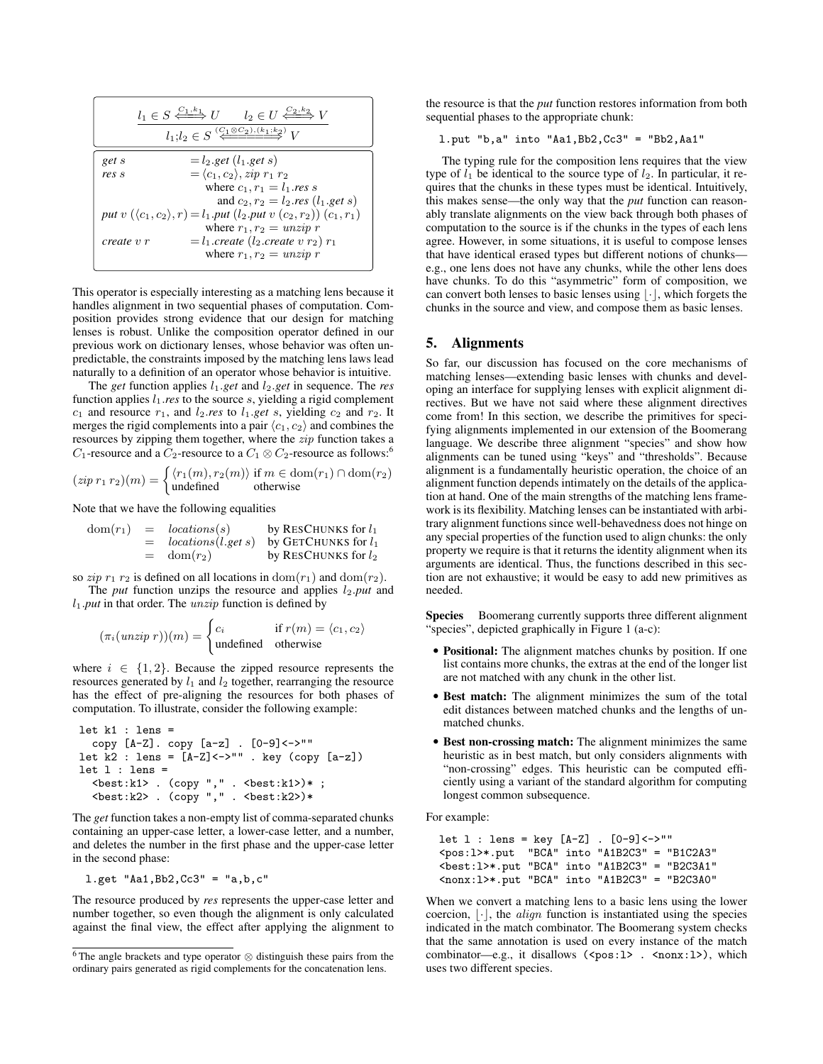$$\frac{l_1 \in S \overset{C_1,k_1}{\Longleftrightarrow} U \qquad l_2 \in U \overset{C_2,k_2}{\Longleftrightarrow} V}{l_1;l_2 \in S \overset{(C_1 \otimes C_2),(k_1;k_2)}{\Longleftrightarrow} V}$$

$$\begin{array}{ll}
\textit{get } s & = l_2.\textit{get } (l_1.\textit{get } s) \\
\textit{res } s & = \langle c_1, c_2 \rangle, \textit{zip } r_1 \; r_2 \\
& \quad \text{where } c_1, r_1 = l_1.\textit{res } s \\
& \quad \quad \text{and } c_2, r_2 = l_2.\textit{res } (l_1.\textit{get } s) \\
\textit{put } v \; (\langle c_1, c_2 \rangle, r) & = l_1.\textit{put } (l_2.\textit{put } v \; (c_2, r_2)) \; (c_1, r_1) \\
& \quad \text{where } r_1, r_2 = \textit{unzip } r \\
\textit{create } v \; r & = l_1.\textit{create } (l_2.\textit{create } v \; r_2) \; r_1 \\
& \quad \text{where } r_1, r_2 = \textit{unzip } r
\end{array}$$

This operator is especially interesting as a matching lens because it handles alignment in two sequential phases of computation. Composition provides strong evidence that our design for matching lenses is robust. Unlike the composition operator defined in our previous work on dictionary lenses, whose behavior was often unpredictable, the constraints imposed by the matching lens laws lead naturally to a definition of an operator whose behavior is intuitive.

The *get* function applies $l_1.get$ and $l_2.get$ in sequence. The *res* function applies $l_1.res$ to the source $s$, yielding a rigid complement $c_1$ and resource $r_1$, and $l_2.res$ to $l_1.get\ s$, yielding $c_2$ and $r_2$. It merges the rigid complements into a pair $\langle c_1, c_2\rangle$ and combines the resources by zipping them together, where the *zip* function takes a $C_1$-resource and a $C_2$-resource to a $C_1 \otimes C_2$-resource as follows:[6]

$$(\textit{zip } r_1 \; r_2)(m) = \begin{cases} \langle r_1(m), r_2(m) \rangle & \text{if } m \in \text{dom}(r_1) \cap \text{dom}(r_2) \\ \text{undefined} & \text{otherwise} \end{cases}$$

Note that we have the following equalities

$$\begin{array}{llll}
\text{dom}(r_1) & = & \textit{locations}(s) & \text{by ResChunks for } l_1 \\
& = & \textit{locations}(l.\textit{get } s) & \text{by GetChunks for } l_1 \\
& = & \text{dom}(r_2) & \text{by ResChunks for } l_2
\end{array}$$

so $\textit{zip } r_1 \; r_2$ is defined on all locations in $\text{dom}(r_1)$ and $\text{dom}(r_2)$.

The *put* function unzips the resource and applies $l_2.put$ and $l_1.put$ in that order. The $\textit{unzip}$ function is defined by

$$(\pi_i(\textit{unzip } r))(m) = \begin{cases} c_i & \text{if } r(m) = \langle c_1, c_2 \rangle \\ \text{undefined} & \text{otherwise} \end{cases}$$

where $i \in \{1, 2\}$. Because the zipped resource represents the resources generated by $l_1$ and $l_2$ together, rearranging the resource has the effect of pre-aligning the resources for both phases of computation. To illustrate, consider the following example:

```
let k1 : lens =
  copy [A-Z]. copy [a-z] . [0-9]<->""
let k2 : lens = [A-Z]<->"" . key (copy [a-z])
let l : lens =
  <best:k1> . (copy "," . <best:k1>)* ;
  <best:k2> . (copy "," . <best:k2>)*
```

The *get* function takes a non-empty list of comma-separated chunks containing an upper-case letter, a lower-case letter, and a number, and deletes the number in the first phase and the upper-case letter in the second phase:

```
l.get "Aa1,Bb2,Cc3" = "a,b,c"
```

The resource produced by *res* represents the upper-case letter and number together, so even though the alignment is only calculated against the final view, the effect after applying the alignment to the resource is that the *put* function restores information from both sequential phases to the appropriate chunk:

```
l.put "b,a" into "Aa1,Bb2,Cc3" = "Bb2,Aa1"
```

The typing rule for the composition lens requires that the view type of $l_1$ be identical to the source type of $l_2$. In particular, it requires that the chunks in these types must be identical. Intuitively, this makes sense—the only way that the *put* function can reasonably translate alignments on the view back through both phases of computation to the source is if the chunks in the types of each lens agree. However, in some situations, it is useful to compose lenses that have identical erased types but different notions of chunks—e.g., one lens does not have any chunks, while the other lens does have chunks. To do this "asymmetric" form of composition, we can convert both lenses to basic lenses using $\lfloor \cdot \rfloor$, which forgets the chunks in the source and view, and compose them as basic lenses.

## 5. Alignments

So far, our discussion has focused on the core mechanisms of matching lenses—extending basic lenses with chunks and developing an interface for supplying lenses with explicit alignment directives. But we have not said where these alignment directives come from! In this section, we describe the primitives for specifying alignments implemented in our extension of the Boomerang language. We describe three alignment "species" and show how alignments can be tuned using "keys" and "thresholds". Because alignment is a fundamentally heuristic operation, the choice of an alignment function depends intimately on the details of the application at hand. One of the main strengths of the matching lens framework is its flexibility. Matching lenses can be instantiated with arbitrary alignment functions since well-behavedness does not hinge on any special properties of the function used to align chunks: the only property we require is that it returns the identity alignment when its arguments are identical. Thus, the functions described in this section are not exhaustive; it would be easy to add new primitives as needed.

**Species** Boomerang currently supports three different alignment "species", depicted graphically in Figure 1 (a-c):

- **Positional:** The alignment matches chunks by position. If one list contains more chunks, the extras at the end of the longer list are not matched with any chunk in the other list.
- **Best match:** The alignment minimizes the sum of the total edit distances between matched chunks and the lengths of unmatched chunks.
- **Best non-crossing match:** The alignment minimizes the same heuristic as in best match, but only considers alignments with "non-crossing" edges. This heuristic can be computed efficiently using a variant of the standard algorithm for computing longest common subsequence.

For example:

```
let l : lens = key [A-Z] . [0-9]<->""
<pos:l>*.put  "BCA" into "A1B2C3" = "B1C2A3"
<best:l>*.put "BCA" into "A1B2C3" = "B2C3A1"
<nonx:l>*.put "BCA" into "A1B2C3" = "B2C3A0"
```

When we convert a matching lens to a basic lens using the lower coercion, $\lfloor \cdot \rfloor$, the $\textit{align}$ function is instantiated using the species indicated in the match combinator. The Boomerang system checks that the same annotation is used on every instance of the match combinator—e.g., it disallows `(<pos:l> . <nonx:l>)`, which uses two different species.

[6] The angle brackets and type operator $\otimes$ distinguish these pairs from the ordinary pairs generated as rigid complements for the concatenation lens.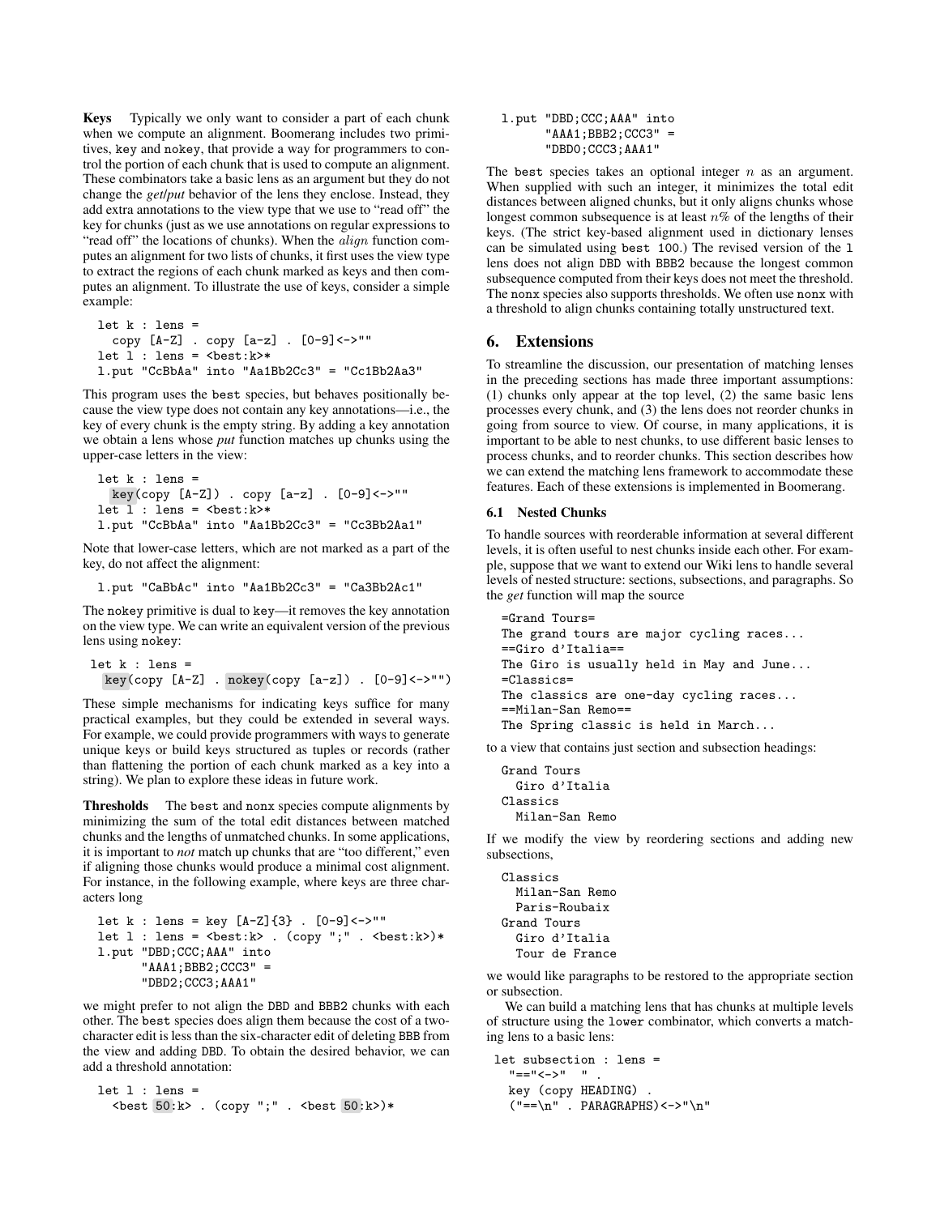**Keys** Typically we only want to consider a part of each chunk when we compute an alignment. Boomerang includes two primitives, key and nokey, that provide a way for programmers to control the portion of each chunk that is used to compute an alignment. These combinators take a basic lens as an argument but they do not change the *get*/*put* behavior of the lens they enclose. Instead, they add extra annotations to the view type that we use to "read off" the key for chunks (just as we use annotations on regular expressions to "read off" the locations of chunks). When the $align$ function computes an alignment for two lists of chunks, it first uses the view type to extract the regions of each chunk marked as keys and then computes an alignment. To illustrate the use of keys, consider a simple example:

```
let k : lens =
  copy [A-Z] . copy [a-z] . [0-9]<->""
let l : lens = <best:k>*
l.put "CcBbAa" into "Aa1Bb2Cc3" = "Cc1Bb2Aa3"
```

This program uses the best species, but behaves positionally because the view type does not contain any key annotations—i.e., the key of every chunk is the empty string. By adding a key annotation we obtain a lens whose *put* function matches up chunks using the upper-case letters in the view:

```
let k : lens =
  key(copy [A-Z]) . copy [a-z] . [0-9]<->""
let l : lens = <best:k>*
l.put "CcBbAa" into "Aa1Bb2Cc3" = "Cc3Bb2Aa1"
```

Note that lower-case letters, which are not marked as a part of the key, do not affect the alignment:

```
l.put "CaBbAc" into "Aa1Bb2Cc3" = "Ca3Bb2Ac1"
```

The nokey primitive is dual to key—it removes the key annotation on the view type. We can write an equivalent version of the previous lens using nokey:

```
let k : lens =
  key(copy [A-Z] . nokey(copy [a-z]) . [0-9]<->"")
```

These simple mechanisms for indicating keys suffice for many practical examples, but they could be extended in several ways. For example, we could provide programmers with ways to generate unique keys or build keys structured as tuples or records (rather than flattening the portion of each chunk marked as a key into a string). We plan to explore these ideas in future work.

**Thresholds** The best and nonx species compute alignments by minimizing the sum of the total edit distances between matched chunks and the lengths of unmatched chunks. In some applications, it is important to *not* match up chunks that are "too different," even if aligning those chunks would produce a minimal cost alignment. For instance, in the following example, where keys are three characters long

```
let k : lens = key [A-Z]{3} . [0-9]<->""
let l : lens = <best:k> . (copy ";" . <best:k>)*
l.put "DBD;CCC;AAA" into
      "AAA1;BBB2;CCC3" =
      "DBD2;CCC3;AAA1"
```

we might prefer to not align the DBD and BBB2 chunks with each other. The best species does align them because the cost of a two-character edit is less than the six-character edit of deleting BBB from the view and adding DBD. To obtain the desired behavior, we can add a threshold annotation:

```
let l : lens =
  <best 50:k> . (copy ";" . <best 50:k>)*
```

```
l.put "DBD;CCC;AAA" into
      "AAA1;BBB2;CCC3" =
      "DBD0;CCC3;AAA1"
```

The best species takes an optional integer $n$ as an argument. When supplied with such an integer, it minimizes the total edit distances between aligned chunks, but it only aligns chunks whose longest common subsequence is at least $n$% of the lengths of their keys. (The strict key-based alignment used in dictionary lenses can be simulated using best 100.) The revised version of the l lens does not align DBD with BBB2 because the longest common subsequence computed from their keys does not meet the threshold. The nonx species also supports thresholds. We often use nonx with a threshold to align chunks containing totally unstructured text.

## 6. Extensions

To streamline the discussion, our presentation of matching lenses in the preceding sections has made three important assumptions: (1) chunks only appear at the top level, (2) the same basic lens processes every chunk, and (3) the lens does not reorder chunks in going from source to view. Of course, in many applications, it is important to be able to nest chunks, to use different basic lenses to process chunks, and to reorder chunks. This section describes how we can extend the matching lens framework to accommodate these features. Each of these extensions is implemented in Boomerang.

### 6.1 Nested Chunks

To handle sources with reorderable information at several different levels, it is often useful to nest chunks inside each other. For example, suppose that we want to extend our Wiki lens to handle several levels of nested structure: sections, subsections, and paragraphs. So the *get* function will map the source

```
=Grand Tours=
The grand tours are major cycling races...
==Giro d'Italia==
The Giro is usually held in May and June...
=Classics=
The classics are one-day cycling races...
==Milan-San Remo==
The Spring classic is held in March...
```

to a view that contains just section and subsection headings:

```
Grand Tours
  Giro d'Italia
Classics
  Milan-San Remo
```

If we modify the view by reordering sections and adding new subsections,

```
Classics
  Milan-San Remo
  Paris-Roubaix
Grand Tours
  Giro d'Italia
  Tour de France
```

we would like paragraphs to be restored to the appropriate section or subsection.

We can build a matching lens that has chunks at multiple levels of structure using the lower combinator, which converts a matching lens to a basic lens:

```
let subsection : lens =
  "=="<->"  " .
  key (copy HEADING) .
  ("==\n" . PARAGRAPHS)<->"\n"
```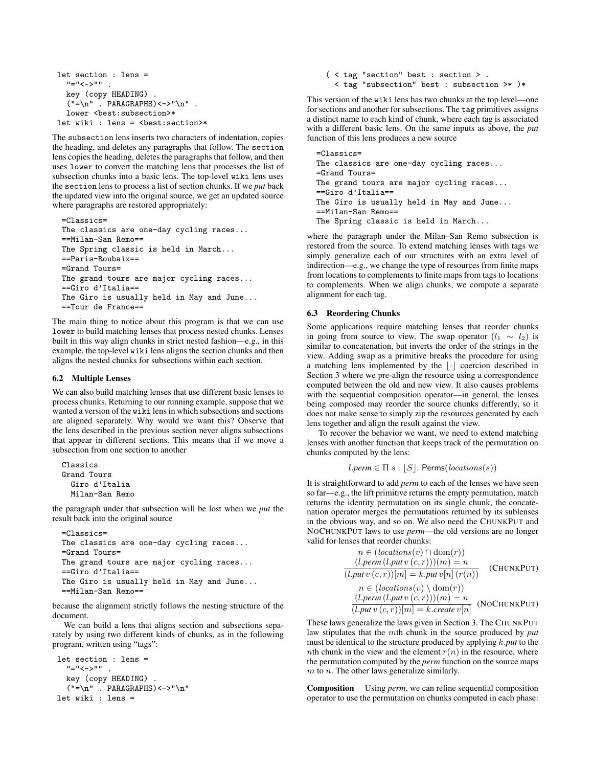```
let section : lens =
  "="<->"" .
  key (copy HEADING) .
  ("=\n" . PARAGRAPHS)<->"\n" .
  lower <best:subsection>*
let wiki : lens = <best:section>*
```

The `subsection` lens inserts two characters of indentation, copies the heading, and deletes any paragraphs that follow. The `section` lens copies the heading, deletes the paragraphs that follow, and then uses `lower` to convert the matching lens that processes the list of subsection chunks into a basic lens. The top-level `wiki` lens uses the `section` lens to process a list of section chunks. If we *put* back the updated view into the original source, we get an updated source where paragraphs are restored appropriately:

```
=Classics=
The classics are one-day cycling races...
==Milan-San Remo==
The Spring classic is held in March...
==Paris-Roubaix==
=Grand Tours=
The grand tours are major cycling races...
==Giro d'Italia==
The Giro is usually held in May and June...
==Tour de France==
```

The main thing to notice about this program is that we can use `lower` to build matching lenses that process nested chunks. Lenses built in this way align chunks in strict nested fashion—e.g., in this example, the top-level `wiki` lens aligns the section chunks and then aligns the nested chunks for subsections within each section.

### 6.2 Multiple Lenses

We can also build matching lenses that use different basic lenses to process chunks. Returning to our running example, suppose that we wanted a version of the `wiki` lens in which subsections and sections are aligned separately. Why would we want this? Observe that the lenses described in the previous section never aligns subsections that appear in different sections. This means that if we move a subsection from one section to another

```
Classics
Grand Tours
  Giro d'Italia
  Milan-San Remo
```

the paragraph under that subsection will be lost when we *put* the result back into the original source

```
=Classics=
The classics are one-day cycling races...
=Grand Tours=
The grand tours are major cycling races...
==Giro d'Italia==
The Giro is usually held in May and June...
==Milan-San Remo==
```

because the alignment strictly follows the nesting structure of the document.

We can build a lens that aligns section and subsections separately by using two different kinds of chunks, as in the following program, written using "tags":

```
let section : lens =
  "="<->"" .
  key (copy HEADING) .
  ("=\n" . PARAGRAPHS)<->"\n"
let wiki : lens =
  ( < tag "section" best : section > .
    < tag "subsection" best : subsection >* )*
```

This version of the `wiki` lens has two chunks at the top level—one for sections and another for subsections. The `tag` primitives assigns a distinct name to each kind of chunk, where each tag is associated with a different basic lens. On the same inputs as above, the *put* function of this lens produces a new source

```
=Classics=
The classics are one-day cycling races...
=Grand Tours=
The grand tours are major cycling races...
==Giro d'Italia==
The Giro is usually held in May and June...
==Milan-San Remo==
The Spring classic is held in March...
```

where the paragraph under the Milan–San Remo subsection is restored from the source. To extend matching lenses with tags we simply generalize each of our structures with an extra level of indirection—e.g., we change the type of resources from finite maps from locations to complements to finite maps from tags to locations to complements. When we align chunks, we compute a separate alignment for each tag.

### 6.3 Reordering Chunks

Some applications require matching lenses that reorder chunks in going from source to view. The swap operator $(l_1 \sim l_2)$ is similar to concatenation, but inverts the order of the strings in the view. Adding swap as a primitive breaks the procedure for using a matching lens implemented by the $\lfloor \cdot \rfloor$ coercion described in Section 3 where we pre-align the resource using a correspondence computed between the old and new view. It also causes problems with the sequential composition operator—in general, the lenses being composed may reorder the source chunks differently, so it does not make sense to simply zip the resources generated by each lens together and align the result against the view.

To recover the behavior we want, we need to extend matching lenses with another function that keeps track of the permutation on chunks computed by the lens:

$$l.perm \in \Pi\, s : \lfloor S \rfloor .\ \mathsf{Perms}(locations(s))$$

It is straightforward to add *perm* to each of the lenses we have seen so far—e.g., the lift primitive returns the empty permutation, match returns the identity permutation on its single chunk, the concatenation operator merges the permutations returned by its sublenses in the obvious way, and so on. We also need the ChunkPut and NoChunkPut laws to use *perm*—the old versions are no longer valid for lenses that reorder chunks:

$$\frac{\begin{array}{c} n \in (locations(v) \cap \mathrm{dom}(r)) \\ (l.perm\,(l.put\,v\,(c,r)))(m) = n \end{array}}{(l.put\,v\,(c,r))[m] = k.put\,v[n]\,(r(n))} \quad (\textsc{ChunkPut})$$

$$\frac{\begin{array}{c} n \in (locations(v) \setminus \mathrm{dom}(r)) \\ (l.perm\,(l.put\,v\,(c,r)))(m) = n \end{array}}{(l.put\,v\,(c,r))[m] = k.create\,v[n]} \quad (\textsc{NoChunkPut})$$

These laws generalize the laws given in Section 3. The ChunkPut law stipulates that the $m$th chunk in the source produced by *put* must be identical to the structure produced by applying $k.put$ to the $n$th chunk in the view and the element $r(n)$ in the resource, where the permutation computed by the *perm* function on the source maps $m$ to $n$. The other laws generalize similarly.

**Composition** Using *perm*, we can refine sequential composition operator to use the permutation on chunks computed in each phase: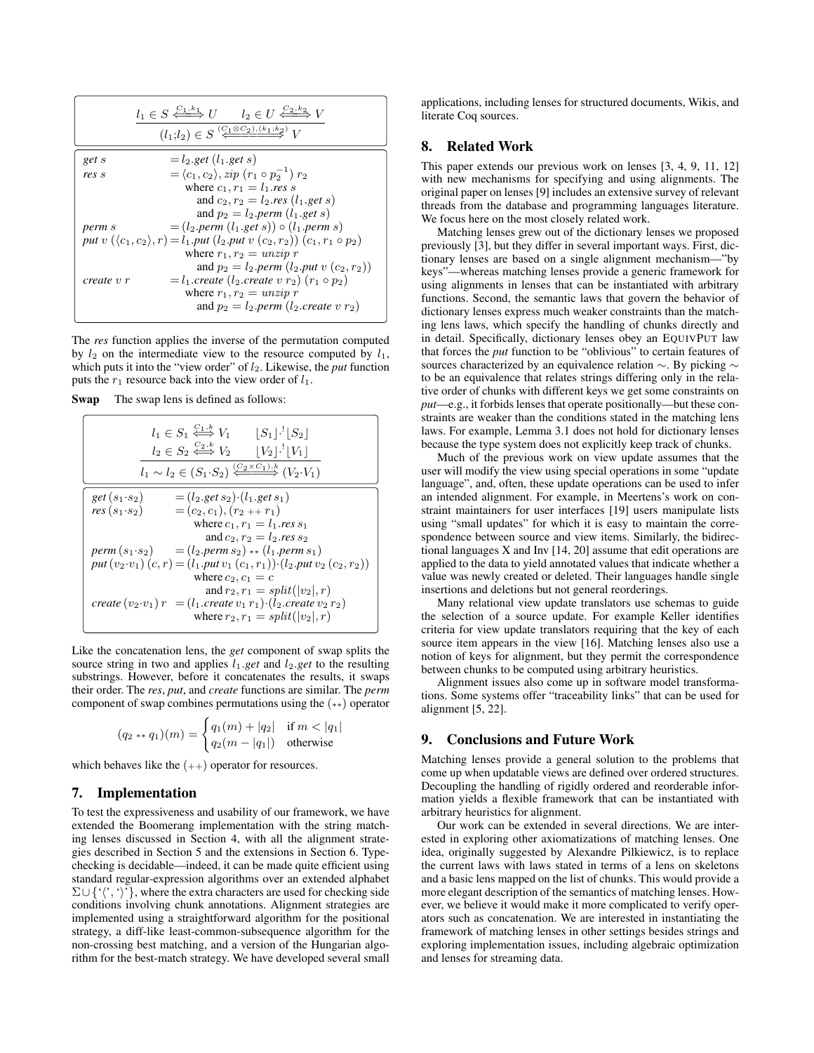$$\frac{l_1 \in S \overset{C_1,k_1}{\Longleftrightarrow} U \qquad l_2 \in U \overset{C_2,k_2}{\Longleftrightarrow} V}{(l_1;l_2) \in S \overset{(C_1 \otimes C_2),(k_1;k_2)}{\Longleftrightarrow} V}$$

$$
\begin{array}{lll}
\textit{get } s & = l_2.\textit{get } (l_1.\textit{get } s) \\
\textit{res } s & = \langle c_1, c_2\rangle, \textit{zip } (r_1 \circ p_2^{-1})\ r_2 \\
& \quad \text{where } c_1, r_1 = l_1.\textit{res } s \\
& \quad\quad \text{and } c_2, r_2 = l_2.\textit{res } (l_1.\textit{get } s) \\
& \quad\quad \text{and } p_2 = l_2.\textit{perm } (l_1.\textit{get } s) \\
\textit{perm } s & = (l_2.\textit{perm } (l_1.\textit{get } s)) \circ (l_1.\textit{perm } s) \\
\textit{put } v\ (\langle c_1, c_2\rangle, r) & = l_1.\textit{put } (l_2.\textit{put } v\ (c_2, r_2))\ (c_1, r_1 \circ p_2) \\
& \quad \text{where } r_1, r_2 = \textit{unzip } r \\
& \quad\quad \text{and } p_2 = l_2.\textit{perm } (l_2.\textit{put } v\ (c_2, r_2)) \\
\textit{create } v\ r & = l_1.\textit{create } (l_2.\textit{create } v\ r_2)\ (r_1 \circ p_2) \\
& \quad \text{where } r_1, r_2 = \textit{unzip } r \\
& \quad\quad \text{and } p_2 = l_2.\textit{perm } (l_2.\textit{create } v\ r_2)
\end{array}
$$

The *res* function applies the inverse of the permutation computed by $l_2$ on the intermediate view to the resource computed by $l_1$, which puts it into the "view order" of $l_2$. Likewise, the *put* function puts the $r_1$ resource back into the view order of $l_1$.

**Swap** The swap lens is defined as follows:

$$\frac{\begin{array}{cc} l_1 \in S_1 \overset{C_1,k}{\Longleftrightarrow} V_1 & \lfloor S_1 \rfloor \cdot^! \lfloor S_2 \rfloor \\ l_2 \in S_2 \overset{C_2,k}{\Longleftrightarrow} V_2 & \lfloor V_2 \rfloor \cdot^! \lfloor V_1 \rfloor \end{array}}{l_1 \sim l_2 \in (S_1 \cdot S_2) \overset{(C_2 \times C_1),k}{\Longleftrightarrow} (V_2 \cdot V_1)}$$

$$
\begin{array}{lll}
\textit{get } (s_1 \cdot s_2) & = (l_2.\textit{get } s_2) \cdot (l_1.\textit{get } s_1) \\
\textit{res } (s_1 \cdot s_2) & = (c_2, c_1), (r_2 \mathbin{++} r_1) \\
& \quad \text{where } c_1, r_1 = l_1.\textit{res } s_1 \\
& \quad\quad \text{and } c_2, r_2 = l_2.\textit{res } s_2 \\
\textit{perm } (s_1 \cdot s_2) & = (l_2.\textit{perm } s_2) \mathbin{**} (l_1.\textit{perm } s_1) \\
\textit{put } (v_2 \cdot v_1)\ (c, r) & = (l_1.\textit{put } v_1\ (c_1, r_1)) \cdot (l_2.\textit{put } v_2\ (c_2, r_2)) \\
& \quad \text{where } c_2, c_1 = c \\
& \quad\quad \text{and } r_2, r_1 = \textit{split}(|v_2|, r) \\
\textit{create } (v_2 \cdot v_1)\ r & = (l_1.\textit{create } v_1\ r_1) \cdot (l_2.\textit{create } v_2\ r_2) \\
& \quad \text{where } r_2, r_1 = \textit{split}(|v_2|, r)
\end{array}
$$

Like the concatenation lens, the *get* component of swap splits the source string in two and applies $l_1.\textit{get}$ and $l_2.\textit{get}$ to the resulting substrings. However, before it concatenates the results, it swaps their order. The *res*, *put*, and *create* functions are similar. The *perm* component of swap combines permutations using the $(**)$ operator

$$(q_2 \mathbin{**} q_1)(m) = \begin{cases} q_1(m) + |q_2| & \text{if } m < |q_1| \\ q_2(m - |q_1|) & \text{otherwise} \end{cases}$$

which behaves like the $(++)$ operator for resources.

## 7. Implementation

To test the expressiveness and usability of our framework, we have extended the Boomerang implementation with the string matching lenses discussed in Section 4, with all the alignment strategies described in Section 5 and the extensions in Section 6. Typechecking is decidable—indeed, it can be made quite efficient using standard regular-expression algorithms over an extended alphabet $\Sigma \cup \{`\langle', `\rangle'\}$, where the extra characters are used for checking side conditions involving chunk annotations. Alignment strategies are implemented using a straightforward algorithm for the positional strategy, a diff-like least-common-subsequence algorithm for the non-crossing best matching, and a version of the Hungarian algorithm for the best-match strategy. We have developed several small applications, including lenses for structured documents, Wikis, and literate Coq sources.

## 8. Related Work

This paper extends our previous work on lenses [3, 4, 9, 11, 12] with new mechanisms for specifying and using alignments. The original paper on lenses [9] includes an extensive survey of relevant threads from the database and programming languages literature. We focus here on the most closely related work.

Matching lenses grew out of the dictionary lenses we proposed previously [3], but they differ in several important ways. First, dictionary lenses are based on a single alignment mechanism—"by keys"—whereas matching lenses provide a generic framework for using alignments in lenses that can be instantiated with arbitrary functions. Second, the semantic laws that govern the behavior of dictionary lenses express much weaker constraints than the matching lens laws, which specify the handling of chunks directly and in detail. Specifically, dictionary lenses obey an EQUIVPUT law that forces the *put* function to be "oblivious" to certain features of sources characterized by an equivalence relation $\sim$. By picking $\sim$ to be an equivalence that relates strings differing only in the relative order of chunks with different keys we get some constraints on *put*—e.g., it forbids lenses that operate positionally—but these constraints are weaker than the conditions stated in the matching lens laws. For example, Lemma 3.1 does not hold for dictionary lenses because the type system does not explicitly keep track of chunks.

Much of the previous work on view update assumes that the user will modify the view using special operations in some "update language", and, often, these update operations can be used to infer an intended alignment. For example, in Meertens's work on constraint maintainers for user interfaces [19] users manipulate lists using "small updates" for which it is easy to maintain the correspondence between source and view items. Similarly, the bidirectional languages X and Inv [14, 20] assume that edit operations are applied to the data to yield annotated values that indicate whether a value was newly created or deleted. Their languages handle single insertions and deletions but not general reorderings.

Many relational view update translators use schemas to guide the selection of a source update. For example Keller identifies criteria for view update translators requiring that the key of each source item appears in the view [16]. Matching lenses also use a notion of keys for alignment, but they permit the correspondence between chunks to be computed using arbitrary heuristics.

Alignment issues also come up in software model transformations. Some systems offer "traceability links" that can be used for alignment [5, 22].

## 9. Conclusions and Future Work

Matching lenses provide a general solution to the problems that come up when updatable views are defined over ordered structures. Decoupling the handling of rigidly ordered and reorderable information yields a flexible framework that can be instantiated with arbitrary heuristics for alignment.

Our work can be extended in several directions. We are interested in exploring other axiomatizations of matching lenses. One idea, originally suggested by Alexandre Pilkiewicz, is to replace the current laws with laws stated in terms of a lens on skeletons and a basic lens mapped on the list of chunks. This would provide a more elegant description of the semantics of matching lenses. However, we believe it would make it more complicated to verify operators such as concatenation. We are interested in instantiating the framework of matching lenses in other settings besides strings and exploring implementation issues, including algebraic optimization and lenses for streaming data.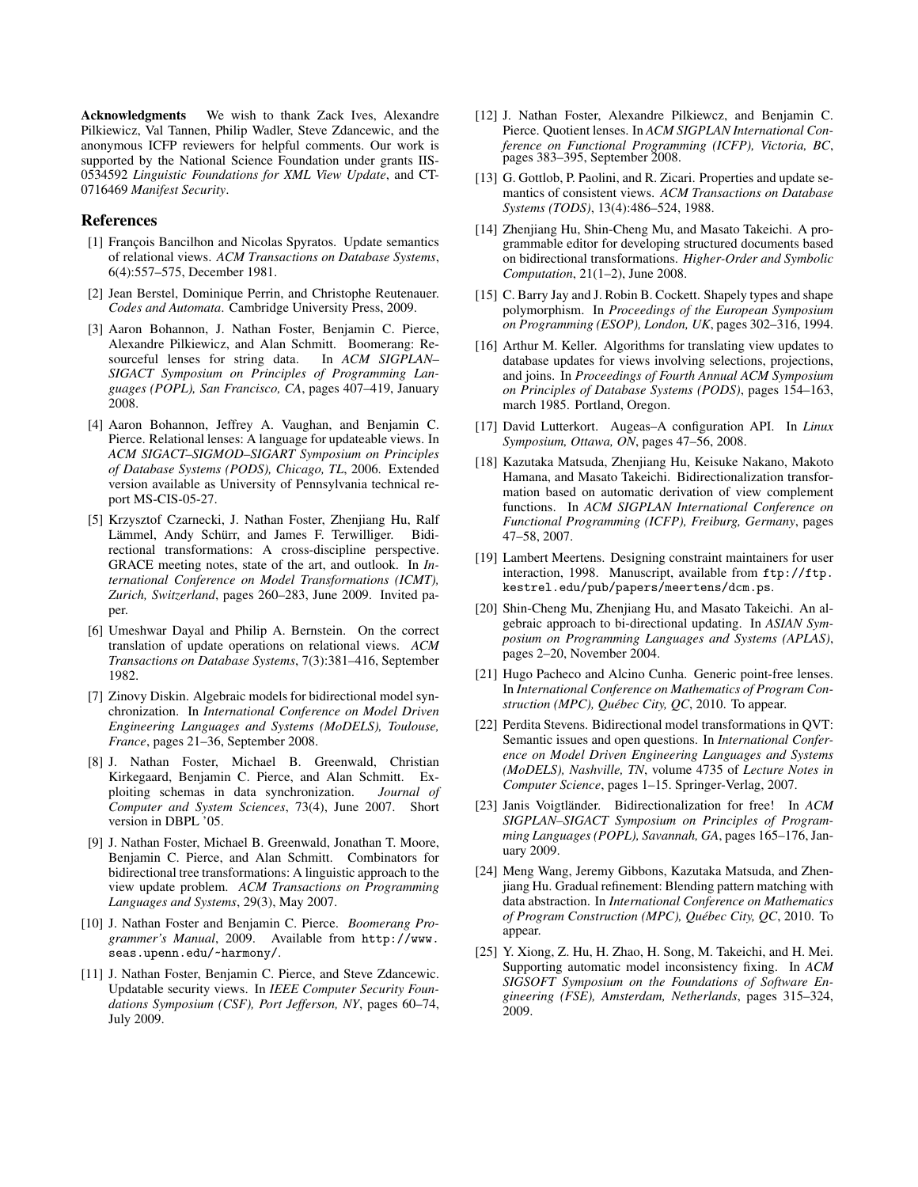**Acknowledgments** We wish to thank Zack Ives, Alexandre Pilkiewicz, Val Tannen, Philip Wadler, Steve Zdancewic, and the anonymous ICFP reviewers for helpful comments. Our work is supported by the National Science Foundation under grants IIS-0534592 *Linguistic Foundations for XML View Update*, and CT-0716469 *Manifest Security*.

## References

[1] François Bancilhon and Nicolas Spyratos. Update semantics of relational views. *ACM Transactions on Database Systems*, 6(4):557–575, December 1981.

[2] Jean Berstel, Dominique Perrin, and Christophe Reutenauer. *Codes and Automata*. Cambridge University Press, 2009.

[3] Aaron Bohannon, J. Nathan Foster, Benjamin C. Pierce, Alexandre Pilkiewicz, and Alan Schmitt. Boomerang: Resourceful lenses for string data. In *ACM SIGPLAN–SIGACT Symposium on Principles of Programming Languages (POPL), San Francisco, CA*, pages 407–419, January 2008.

[4] Aaron Bohannon, Jeffrey A. Vaughan, and Benjamin C. Pierce. Relational lenses: A language for updateable views. In *ACM SIGACT–SIGMOD–SIGART Symposium on Principles of Database Systems (PODS), Chicago, TL*, 2006. Extended version available as University of Pennsylvania technical report MS-CIS-05-27.

[5] Krzysztof Czarnecki, J. Nathan Foster, Zhenjiang Hu, Ralf Lämmel, Andy Schürr, and James F. Terwilliger. Bidirectional transformations: A cross-discipline perspective. GRACE meeting notes, state of the art, and outlook. In *International Conference on Model Transformations (ICMT), Zurich, Switzerland*, pages 260–283, June 2009. Invited paper.

[6] Umeshwar Dayal and Philip A. Bernstein. On the correct translation of update operations on relational views. *ACM Transactions on Database Systems*, 7(3):381–416, September 1982.

[7] Zinovy Diskin. Algebraic models for bidirectional model synchronization. In *International Conference on Model Driven Engineering Languages and Systems (MoDELS), Toulouse, France*, pages 21–36, September 2008.

[8] J. Nathan Foster, Michael B. Greenwald, Christian Kirkegaard, Benjamin C. Pierce, and Alan Schmitt. Exploiting schemas in data synchronization. *Journal of Computer and System Sciences*, 73(4), June 2007. Short version in DBPL '05.

[9] J. Nathan Foster, Michael B. Greenwald, Jonathan T. Moore, Benjamin C. Pierce, and Alan Schmitt. Combinators for bidirectional tree transformations: A linguistic approach to the view update problem. *ACM Transactions on Programming Languages and Systems*, 29(3), May 2007.

[10] J. Nathan Foster and Benjamin C. Pierce. *Boomerang Programmer's Manual*, 2009. Available from `http://www.seas.upenn.edu/~harmony/`.

[11] J. Nathan Foster, Benjamin C. Pierce, and Steve Zdancewic. Updatable security views. In *IEEE Computer Security Foundations Symposium (CSF), Port Jefferson, NY*, pages 60–74, July 2009.

[12] J. Nathan Foster, Alexandre Pilkiewcz, and Benjamin C. Pierce. Quotient lenses. In *ACM SIGPLAN International Conference on Functional Programming (ICFP), Victoria, BC*, pages 383–395, September 2008.

[13] G. Gottlob, P. Paolini, and R. Zicari. Properties and update semantics of consistent views. *ACM Transactions on Database Systems (TODS)*, 13(4):486–524, 1988.

[14] Zhenjiang Hu, Shin-Cheng Mu, and Masato Takeichi. A programmable editor for developing structured documents based on bidirectional transformations. *Higher-Order and Symbolic Computation*, 21(1–2), June 2008.

[15] C. Barry Jay and J. Robin B. Cockett. Shapely types and shape polymorphism. In *Proceedings of the European Symposium on Programming (ESOP), London, UK*, pages 302–316, 1994.

[16] Arthur M. Keller. Algorithms for translating view updates to database updates for views involving selections, projections, and joins. In *Proceedings of Fourth Annual ACM Symposium on Principles of Database Systems (PODS)*, pages 154–163, march 1985. Portland, Oregon.

[17] David Lutterkort. Augeas–A configuration API. In *Linux Symposium, Ottawa, ON*, pages 47–56, 2008.

[18] Kazutaka Matsuda, Zhenjiang Hu, Keisuke Nakano, Makoto Hamana, and Masato Takeichi. Bidirectionalization transformation based on automatic derivation of view complement functions. In *ACM SIGPLAN International Conference on Functional Programming (ICFP), Freiburg, Germany*, pages 47–58, 2007.

[19] Lambert Meertens. Designing constraint maintainers for user interaction, 1998. Manuscript, available from `ftp://ftp.kestrel.edu/pub/papers/meertens/dcm.ps`.

[20] Shin-Cheng Mu, Zhenjiang Hu, and Masato Takeichi. An algebraic approach to bi-directional updating. In *ASIAN Symposium on Programming Languages and Systems (APLAS)*, pages 2–20, November 2004.

[21] Hugo Pacheco and Alcino Cunha. Generic point-free lenses. In *International Conference on Mathematics of Program Construction (MPC), Québec City, QC*, 2010. To appear.

[22] Perdita Stevens. Bidirectional model transformations in QVT: Semantic issues and open questions. In *International Conference on Model Driven Engineering Languages and Systems (MoDELS), Nashville, TN*, volume 4735 of *Lecture Notes in Computer Science*, pages 1–15. Springer-Verlag, 2007.

[23] Janis Voigtländer. Bidirectionalization for free! In *ACM SIGPLAN–SIGACT Symposium on Principles of Programming Languages (POPL), Savannah, GA*, pages 165–176, January 2009.

[24] Meng Wang, Jeremy Gibbons, Kazutaka Matsuda, and Zhenjiang Hu. Gradual refinement: Blending pattern matching with data abstraction. In *International Conference on Mathematics of Program Construction (MPC), Québec City, QC*, 2010. To appear.

[25] Y. Xiong, Z. Hu, H. Zhao, H. Song, M. Takeichi, and H. Mei. Supporting automatic model inconsistency fixing. In *ACM SIGSOFT Symposium on the Foundations of Software Engineering (FSE), Amsterdam, Netherlands*, pages 315–324, 2009.